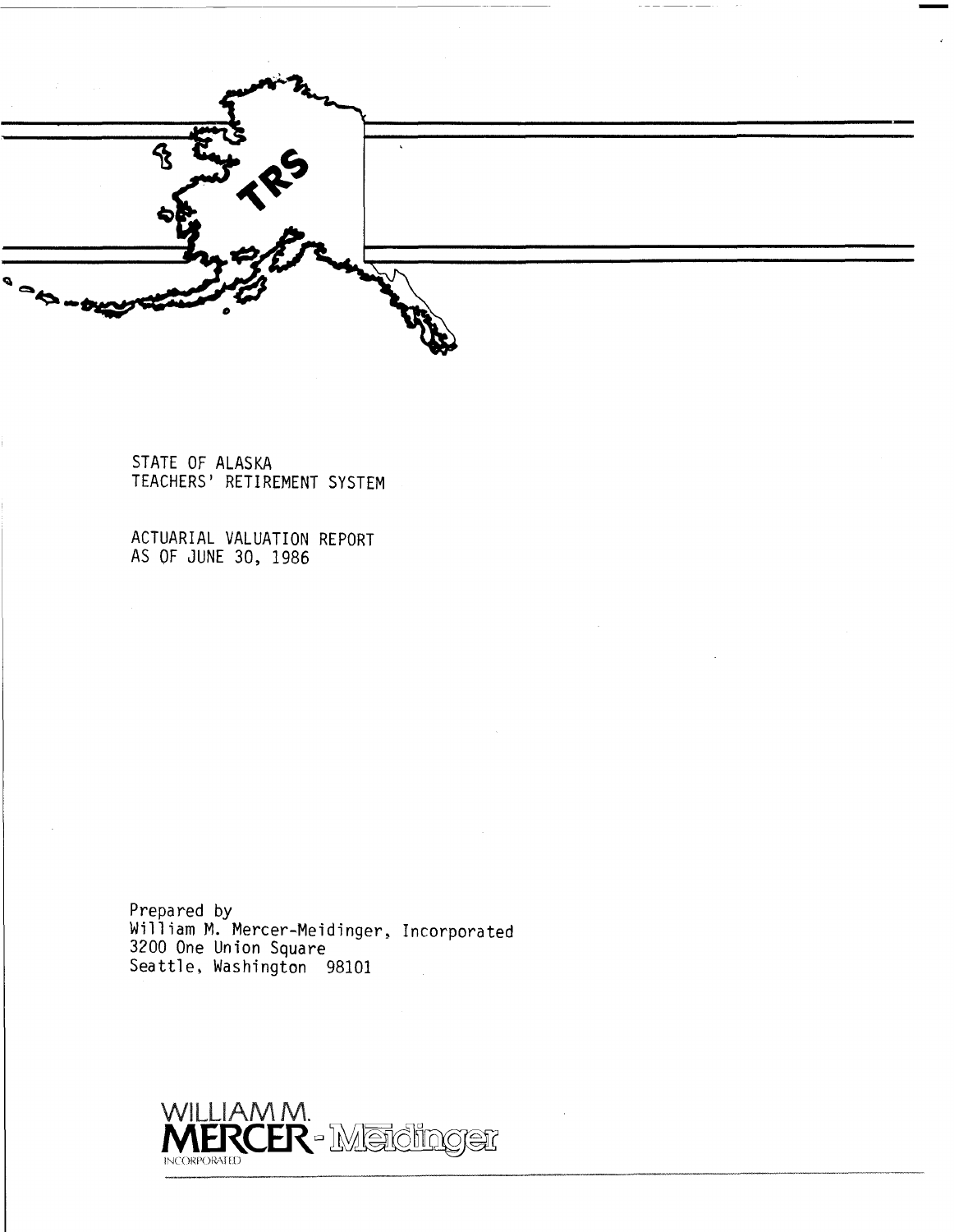TRS

STATE OF ALASKA
TEACHERS' RETIREMENT SYSTEM

ACTUARIAL VALUATION REPORT
AS OF JUNE 30, 1986

Prepared by
William M. Mercer-Meidinger, Incorporated
3200 One Union Square
Seattle, Washington 98101

WILLIAM M.
MERCER - Meidinger
INCORPORATED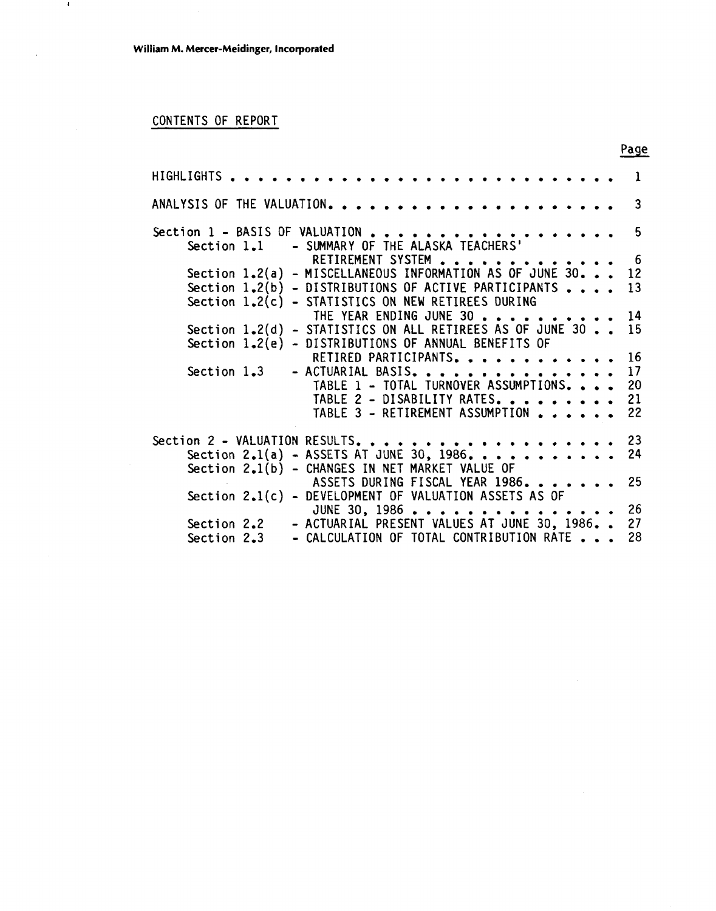William M. Mercer-Meidinger, Incorporated

## CONTENTS OF REPORT

| | Page |
|---|---|
| HIGHLIGHTS | 1 |
| ANALYSIS OF THE VALUATION | 3 |
| Section 1 - BASIS OF VALUATION | 5 |
| Section 1.1 - SUMMARY OF THE ALASKA TEACHERS' RETIREMENT SYSTEM | 6 |
| Section 1.2(a) - MISCELLANEOUS INFORMATION AS OF JUNE 30 | 12 |
| Section 1.2(b) - DISTRIBUTIONS OF ACTIVE PARTICIPANTS | 13 |
| Section 1.2(c) - STATISTICS ON NEW RETIREES DURING THE YEAR ENDING JUNE 30 | 14 |
| Section 1.2(d) - STATISTICS ON ALL RETIREES AS OF JUNE 30 | 15 |
| Section 1.2(e) - DISTRIBUTIONS OF ANNUAL BENEFITS OF RETIRED PARTICIPANTS | 16 |
| Section 1.3 - ACTUARIAL BASIS | 17 |
| TABLE 1 - TOTAL TURNOVER ASSUMPTIONS | 20 |
| TABLE 2 - DISABILITY RATES | 21 |
| TABLE 3 - RETIREMENT ASSUMPTION | 22 |
| Section 2 - VALUATION RESULTS | 23 |
| Section 2.1(a) - ASSETS AT JUNE 30, 1986 | 24 |
| Section 2.1(b) - CHANGES IN NET MARKET VALUE OF ASSETS DURING FISCAL YEAR 1986 | 25 |
| Section 2.1(c) - DEVELOPMENT OF VALUATION ASSETS AS OF JUNE 30, 1986 | 26 |
| Section 2.2 - ACTUARIAL PRESENT VALUES AT JUNE 30, 1986 | 27 |
| Section 2.3 - CALCULATION OF TOTAL CONTRIBUTION RATE | 28 |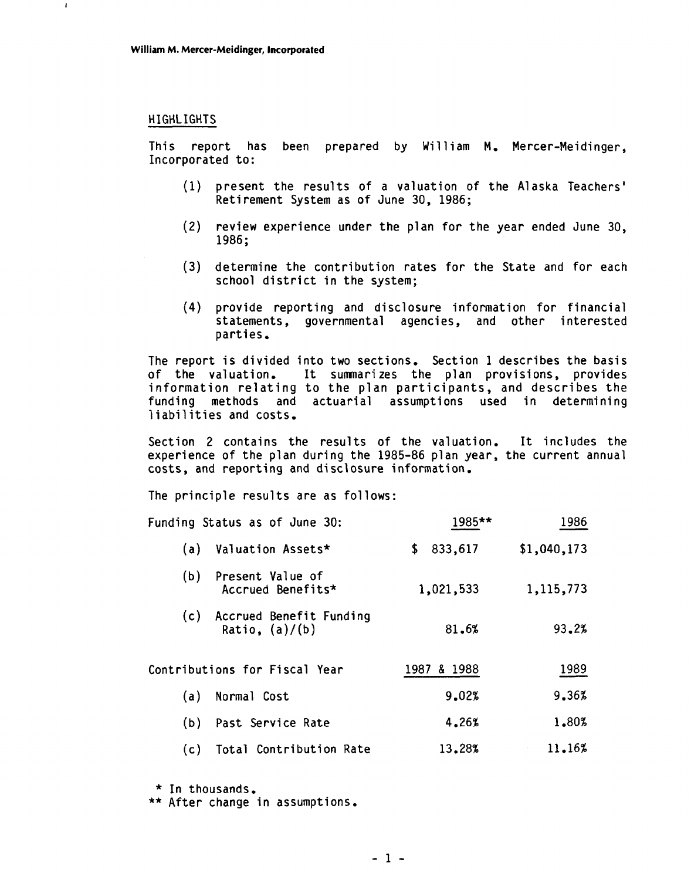## HIGHLIGHTS

This report has been prepared by William M. Mercer-Meidinger, Incorporated to:

(1) present the results of a valuation of the Alaska Teachers' Retirement System as of June 30, 1986;

(2) review experience under the plan for the year ended June 30, 1986;

(3) determine the contribution rates for the State and for each school district in the system;

(4) provide reporting and disclosure information for financial statements, governmental agencies, and other interested parties.

The report is divided into two sections. Section 1 describes the basis of the valuation. It summarizes the plan provisions, provides information relating to the plan participants, and describes the funding methods and actuarial assumptions used in determining liabilities and costs.

Section 2 contains the results of the valuation. It includes the experience of the plan during the 1985-86 plan year, the current annual costs, and reporting and disclosure information.

The principle results are as follows:

| Funding Status as of June 30: | 1985** | 1986 |
|---|---|---|
| (a) Valuation Assets* | $ 833,617 | $1,040,173 |
| (b) Present Value of Accrued Benefits* | 1,021,533 | 1,115,773 |
| (c) Accrued Benefit Funding Ratio, (a)/(b) | 81.6% | 93.2% |

| Contributions for Fiscal Year | 1987 & 1988 | 1989 |
|---|---|---|
| (a) Normal Cost | 9.02% | 9.36% |
| (b) Past Service Rate | 4.26% | 1.80% |
| (c) Total Contribution Rate | 13.28% | 11.16% |

* In thousands.
** After change in assumptions.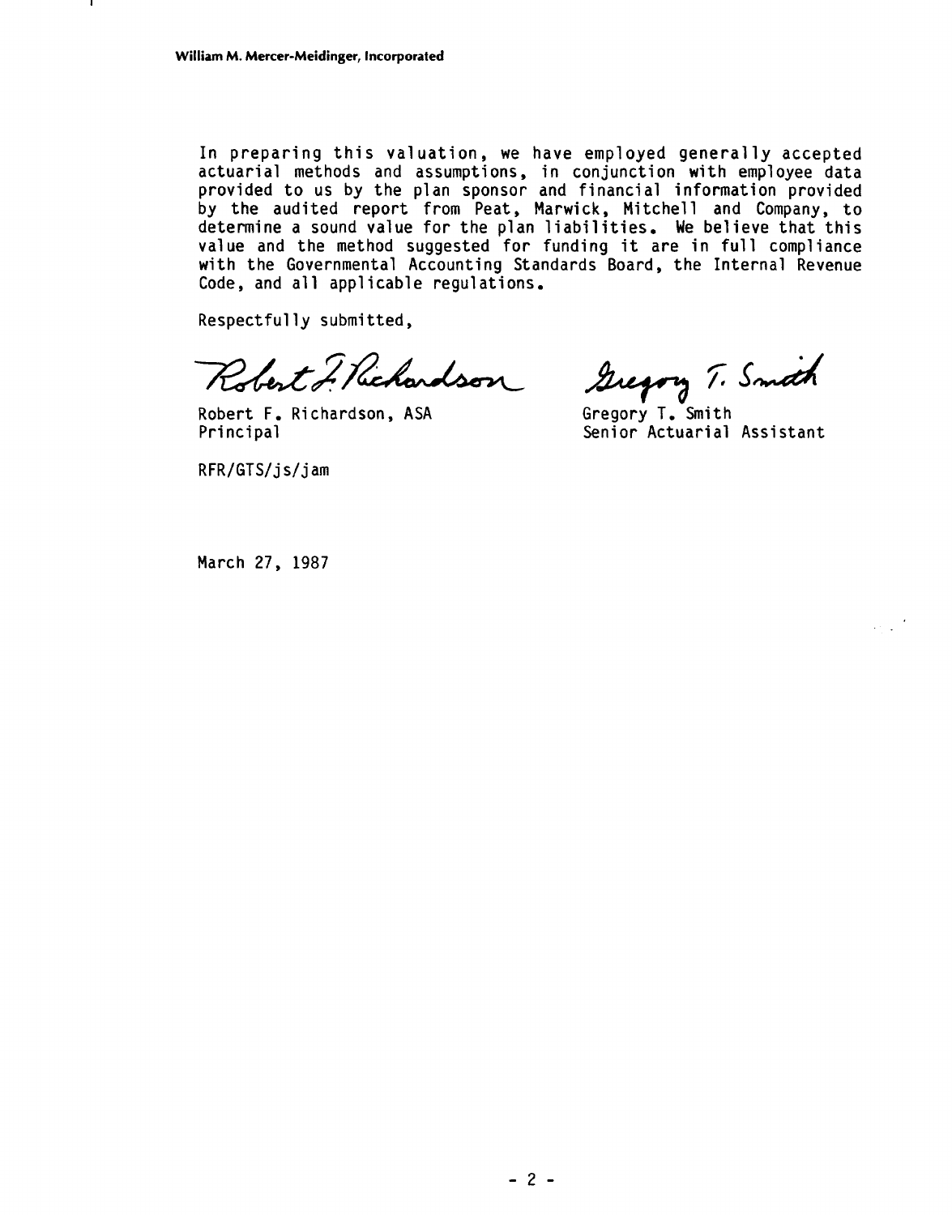In preparing this valuation, we have employed generally accepted actuarial methods and assumptions, in conjunction with employee data provided to us by the plan sponsor and financial information provided by the audited report from Peat, Marwick, Mitchell and Company, to determine a sound value for the plan liabilities. We believe that this value and the method suggested for funding it are in full compliance with the Governmental Accounting Standards Board, the Internal Revenue Code, and all applicable regulations.

Respectfully submitted,

Robert F. Richardson, ASA
Principal

Gregory T. Smith
Senior Actuarial Assistant

RFR/GTS/js/jam

March 27, 1987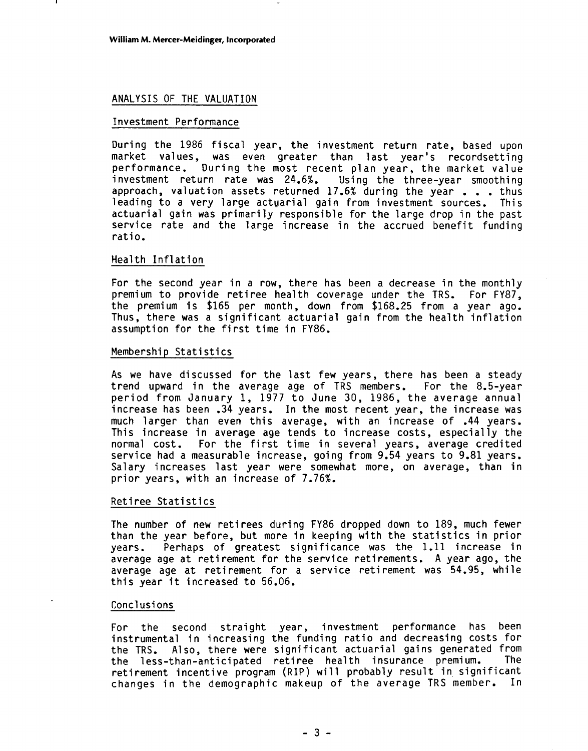## ANALYSIS OF THE VALUATION

### Investment Performance

During the 1986 fiscal year, the investment return rate, based upon market values, was even greater than last year's recordsetting performance. During the most recent plan year, the market value investment return rate was 24.6%. Using the three-year smoothing approach, valuation assets returned 17.6% during the year . . . thus leading to a very large actuarial gain from investment sources. This actuarial gain was primarily responsible for the large drop in the past service rate and the large increase in the accrued benefit funding ratio.

### Health Inflation

For the second year in a row, there has been a decrease in the monthly premium to provide retiree health coverage under the TRS. For FY87, the premium is $165 per month, down from $168.25 from a year ago. Thus, there was a significant actuarial gain from the health inflation assumption for the first time in FY86.

### Membership Statistics

As we have discussed for the last few years, there has been a steady trend upward in the average age of TRS members. For the 8.5-year period from January 1, 1977 to June 30, 1986, the average annual increase has been .34 years. In the most recent year, the increase was much larger than even this average, with an increase of .44 years. This increase in average age tends to increase costs, especially the normal cost. For the first time in several years, average credited service had a measurable increase, going from 9.54 years to 9.81 years. Salary increases last year were somewhat more, on average, than in prior years, with an increase of 7.76%.

### Retiree Statistics

The number of new retirees during FY86 dropped down to 189, much fewer than the year before, but more in keeping with the statistics in prior years. Perhaps of greatest significance was the 1.11 increase in average age at retirement for the service retirements. A year ago, the average age at retirement for a service retirement was 54.95, while this year it increased to 56.06.

### Conclusions

For the second straight year, investment performance has been instrumental in increasing the funding ratio and decreasing costs for the TRS. Also, there were significant actuarial gains generated from the less-than-anticipated retiree health insurance premium. The retirement incentive program (RIP) will probably result in significant changes in the demographic makeup of the average TRS member. In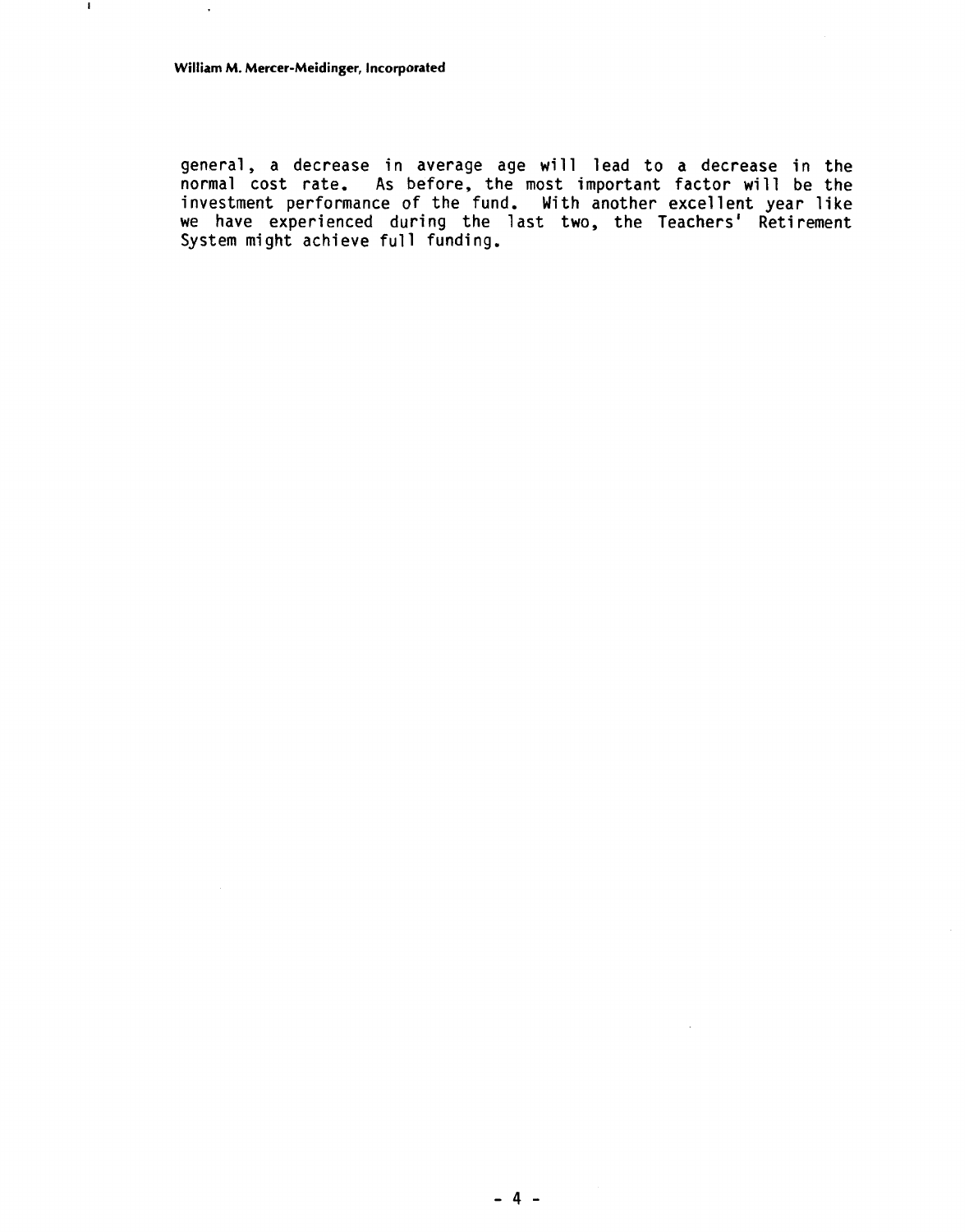general, a decrease in average age will lead to a decrease in the normal cost rate. As before, the most important factor will be the investment performance of the fund. With another excellent year like we have experienced during the last two, the Teachers' Retirement System might achieve full funding.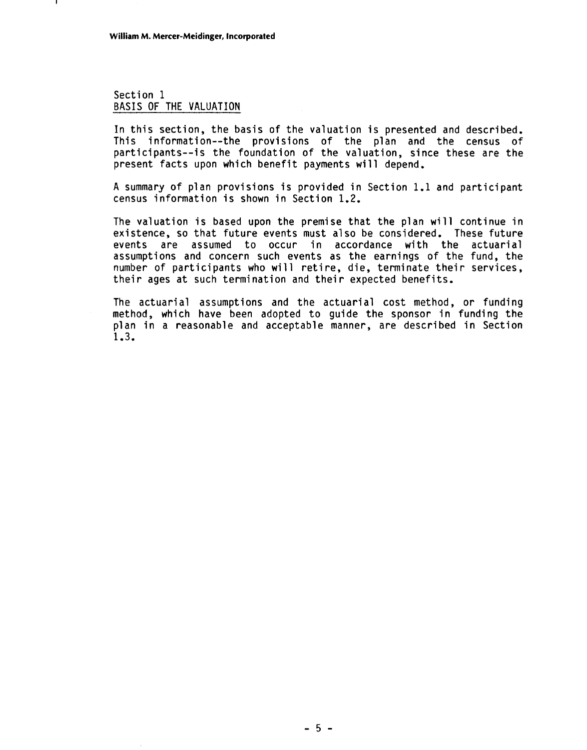# Section 1
## BASIS OF THE VALUATION

In this section, the basis of the valuation is presented and described. This information--the provisions of the plan and the census of participants--is the foundation of the valuation, since these are the present facts upon which benefit payments will depend.

A summary of plan provisions is provided in Section 1.1 and participant census information is shown in Section 1.2.

The valuation is based upon the premise that the plan will continue in existence, so that future events must also be considered. These future events are assumed to occur in accordance with the actuarial assumptions and concern such events as the earnings of the fund, the number of participants who will retire, die, terminate their services, their ages at such termination and their expected benefits.

The actuarial assumptions and the actuarial cost method, or funding method, which have been adopted to guide the sponsor in funding the plan in a reasonable and acceptable manner, are described in Section 1.3.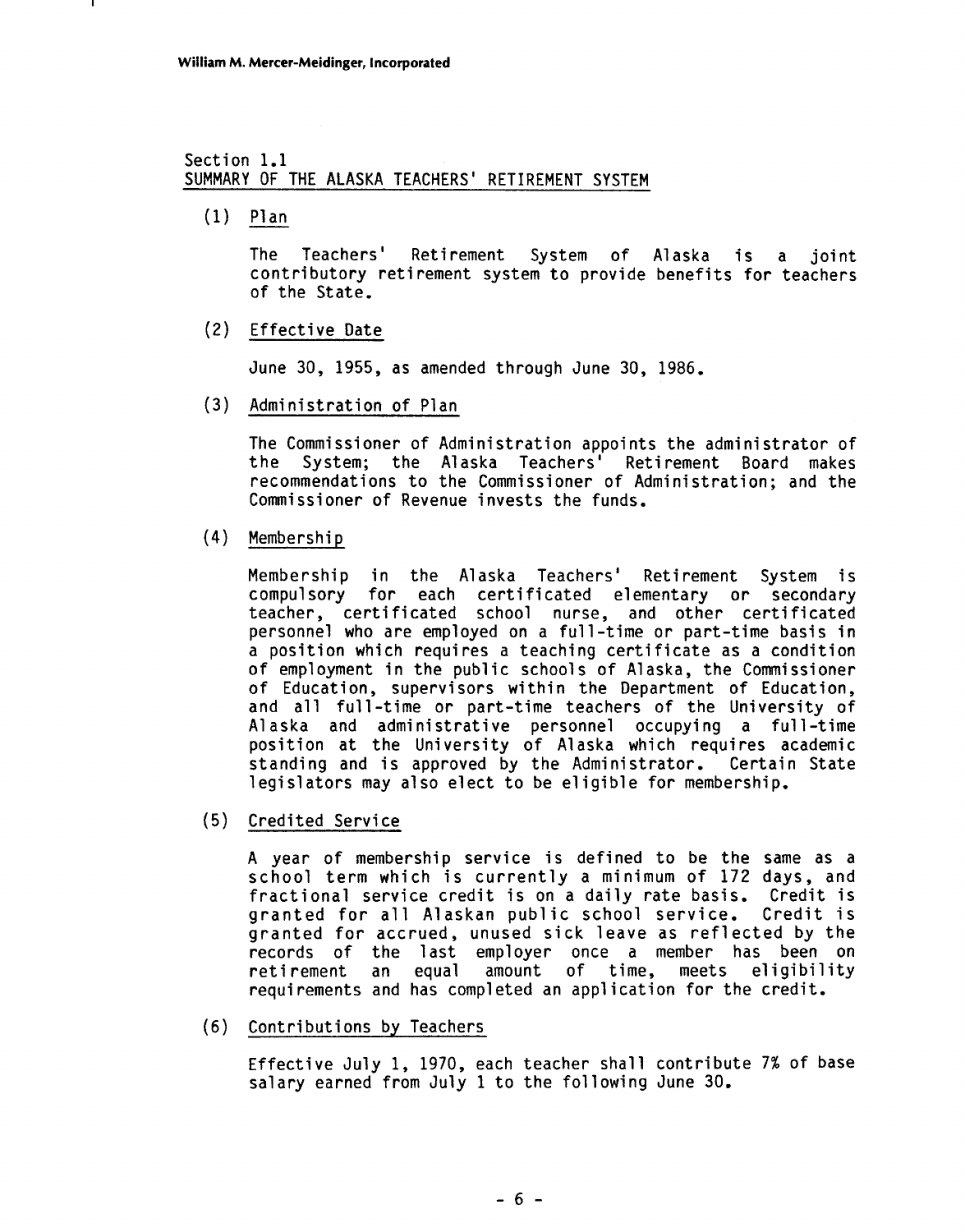## Section 1.1
## SUMMARY OF THE ALASKA TEACHERS' RETIREMENT SYSTEM

(1) Plan

The Teachers' Retirement System of Alaska is a joint contributory retirement system to provide benefits for teachers of the State.

(2) Effective Date

June 30, 1955, as amended through June 30, 1986.

(3) Administration of Plan

The Commissioner of Administration appoints the administrator of the System; the Alaska Teachers' Retirement Board makes recommendations to the Commissioner of Administration; and the Commissioner of Revenue invests the funds.

(4) Membership

Membership in the Alaska Teachers' Retirement System is compulsory for each certificated elementary or secondary teacher, certificated school nurse, and other certificated personnel who are employed on a full-time or part-time basis in a position which requires a teaching certificate as a condition of employment in the public schools of Alaska, the Commissioner of Education, supervisors within the Department of Education, and all full-time or part-time teachers of the University of Alaska and administrative personnel occupying a full-time position at the University of Alaska which requires academic standing and is approved by the Administrator. Certain State legislators may also elect to be eligible for membership.

(5) Credited Service

A year of membership service is defined to be the same as a school term which is currently a minimum of 172 days, and fractional service credit is on a daily rate basis. Credit is granted for all Alaskan public school service. Credit is granted for accrued, unused sick leave as reflected by the records of the last employer once a member has been on retirement an equal amount of time, meets eligibility requirements and has completed an application for the credit.

(6) Contributions by Teachers

Effective July 1, 1970, each teacher shall contribute 7% of base salary earned from July 1 to the following June 30.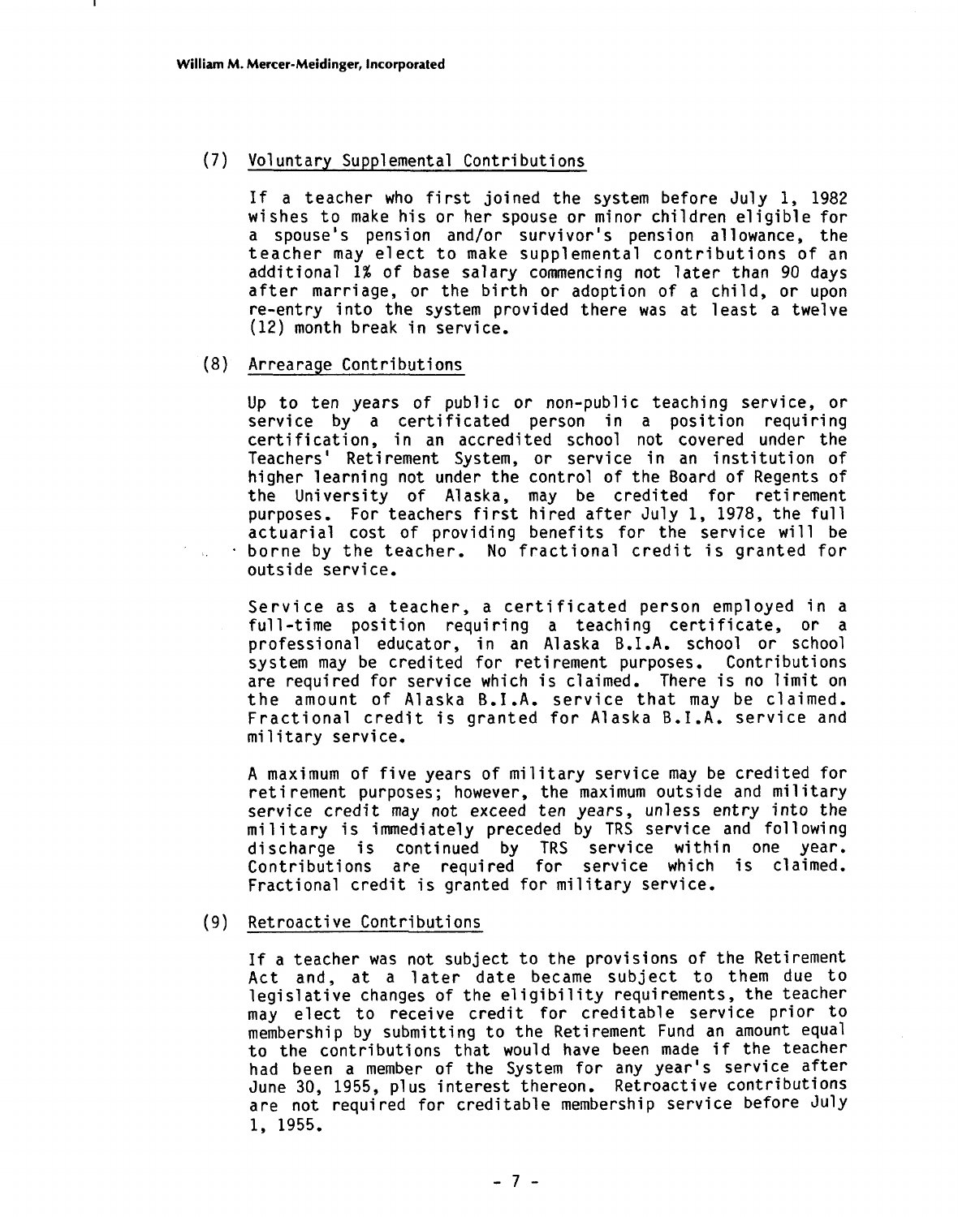### (7) Voluntary Supplemental Contributions

If a teacher who first joined the system before July 1, 1982 wishes to make his or her spouse or minor children eligible for a spouse's pension and/or survivor's pension allowance, the teacher may elect to make supplemental contributions of an additional 1% of base salary commencing not later than 90 days after marriage, or the birth or adoption of a child, or upon re-entry into the system provided there was at least a twelve (12) month break in service.

### (8) Arrearage Contributions

Up to ten years of public or non-public teaching service, or service by a certificated person in a position requiring certification, in an accredited school not covered under the Teachers' Retirement System, or service in an institution of higher learning not under the control of the Board of Regents of the University of Alaska, may be credited for retirement purposes. For teachers first hired after July 1, 1978, the full actuarial cost of providing benefits for the service will be borne by the teacher. No fractional credit is granted for outside service.

Service as a teacher, a certificated person employed in a full-time position requiring a teaching certificate, or a professional educator, in an Alaska B.I.A. school or school system may be credited for retirement purposes. Contributions are required for service which is claimed. There is no limit on the amount of Alaska B.I.A. service that may be claimed. Fractional credit is granted for Alaska B.I.A. service and military service.

A maximum of five years of military service may be credited for retirement purposes; however, the maximum outside and military service credit may not exceed ten years, unless entry into the military is immediately preceded by TRS service and following discharge is continued by TRS service within one year. Contributions are required for service which is claimed. Fractional credit is granted for military service.

### (9) Retroactive Contributions

If a teacher was not subject to the provisions of the Retirement Act and, at a later date became subject to them due to legislative changes of the eligibility requirements, the teacher may elect to receive credit for creditable service prior to membership by submitting to the Retirement Fund an amount equal to the contributions that would have been made if the teacher had been a member of the System for any year's service after June 30, 1955, plus interest thereon. Retroactive contributions are not required for creditable membership service before July 1, 1955.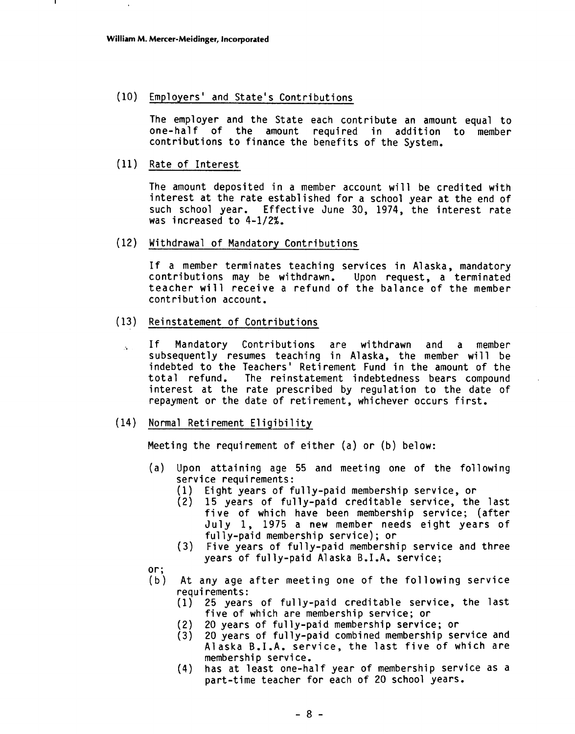(10) Employers' and State's Contributions

The employer and the State each contribute an amount equal to one-half of the amount required in addition to member contributions to finance the benefits of the System.

(11) Rate of Interest

The amount deposited in a member account will be credited with interest at the rate established for a school year at the end of such school year. Effective June 30, 1974, the interest rate was increased to 4-1/2%.

(12) Withdrawal of Mandatory Contributions

If a member terminates teaching services in Alaska, mandatory contributions may be withdrawn. Upon request, a terminated teacher will receive a refund of the balance of the member contribution account.

(13) Reinstatement of Contributions

If Mandatory Contributions are withdrawn and a member subsequently resumes teaching in Alaska, the member will be indebted to the Teachers' Retirement Fund in the amount of the total refund. The reinstatement indebtedness bears compound interest at the rate prescribed by regulation to the date of repayment or the date of retirement, whichever occurs first.

(14) Normal Retirement Eligibility

Meeting the requirement of either (a) or (b) below:

- (a) Upon attaining age 55 and meeting one of the following service requirements:
  - (1) Eight years of fully-paid membership service, or
  - (2) 15 years of fully-paid creditable service, the last five of which have been membership service; (after July 1, 1975 a new member needs eight years of fully-paid membership service); or
  - (3) Five years of fully-paid membership service and three years of fully-paid Alaska B.I.A. service;

or;

- (b) At any age after meeting one of the following service requirements:
  - (1) 25 years of fully-paid creditable service, the last five of which are membership service; or
  - (2) 20 years of fully-paid membership service; or
  - (3) 20 years of fully-paid combined membership service and Alaska B.I.A. service, the last five of which are membership service.
  - (4) has at least one-half year of membership service as a part-time teacher for each of 20 school years.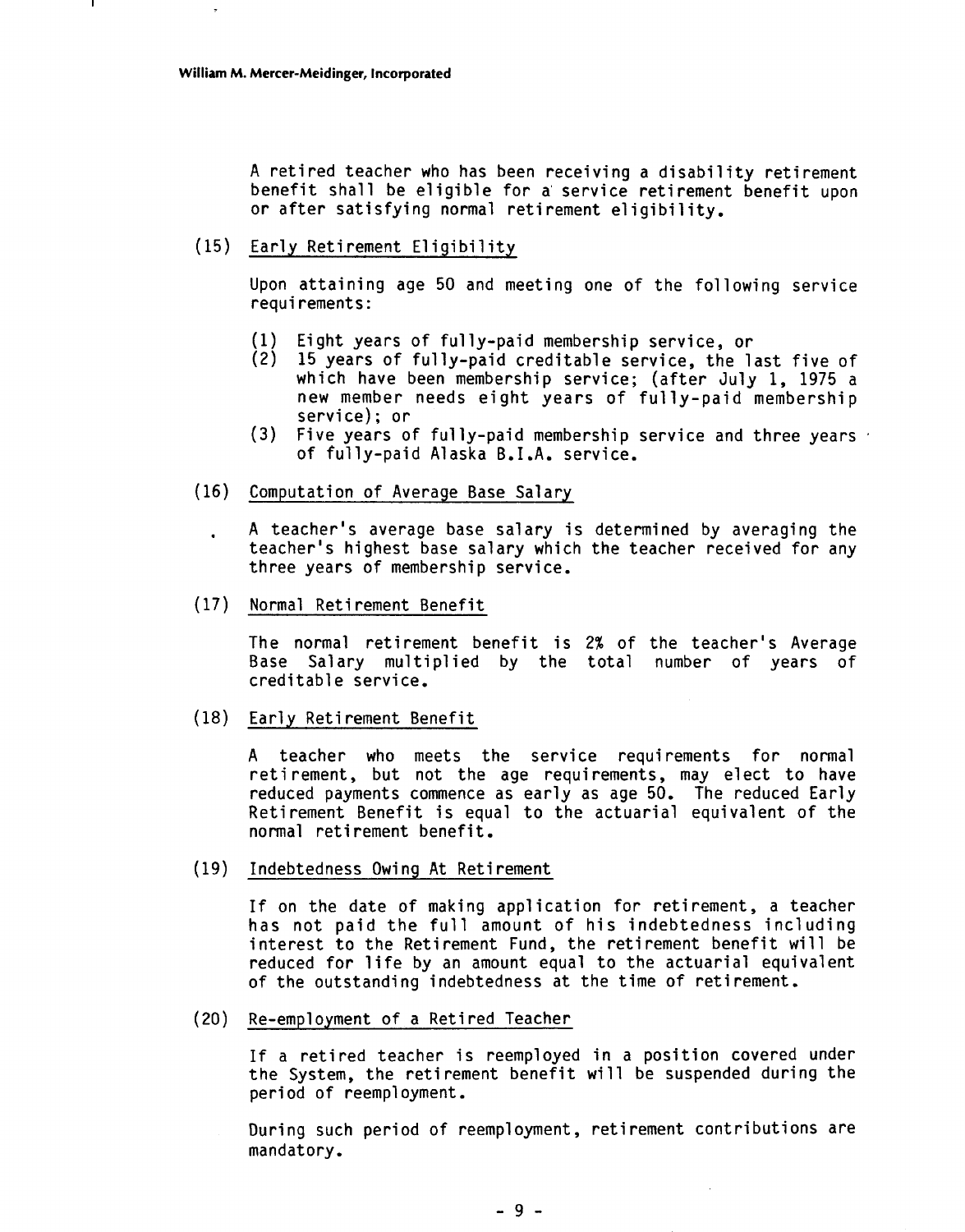A retired teacher who has been receiving a disability retirement benefit shall be eligible for a service retirement benefit upon or after satisfying normal retirement eligibility.

(15) Early Retirement Eligibility

Upon attaining age 50 and meeting one of the following service requirements:

(1) Eight years of fully-paid membership service, or
(2) 15 years of fully-paid creditable service, the last five of which have been membership service; (after July 1, 1975 a new member needs eight years of fully-paid membership service); or
(3) Five years of fully-paid membership service and three years of fully-paid Alaska B.I.A. service.

(16) Computation of Average Base Salary

A teacher's average base salary is determined by averaging the teacher's highest base salary which the teacher received for any three years of membership service.

(17) Normal Retirement Benefit

The normal retirement benefit is 2% of the teacher's Average Base Salary multiplied by the total number of years of creditable service.

(18) Early Retirement Benefit

A teacher who meets the service requirements for normal retirement, but not the age requirements, may elect to have reduced payments commence as early as age 50. The reduced Early Retirement Benefit is equal to the actuarial equivalent of the normal retirement benefit.

(19) Indebtedness Owing At Retirement

If on the date of making application for retirement, a teacher has not paid the full amount of his indebtedness including interest to the Retirement Fund, the retirement benefit will be reduced for life by an amount equal to the actuarial equivalent of the outstanding indebtedness at the time of retirement.

(20) Re-employment of a Retired Teacher

If a retired teacher is reemployed in a position covered under the System, the retirement benefit will be suspended during the period of reemployment.

During such period of reemployment, retirement contributions are mandatory.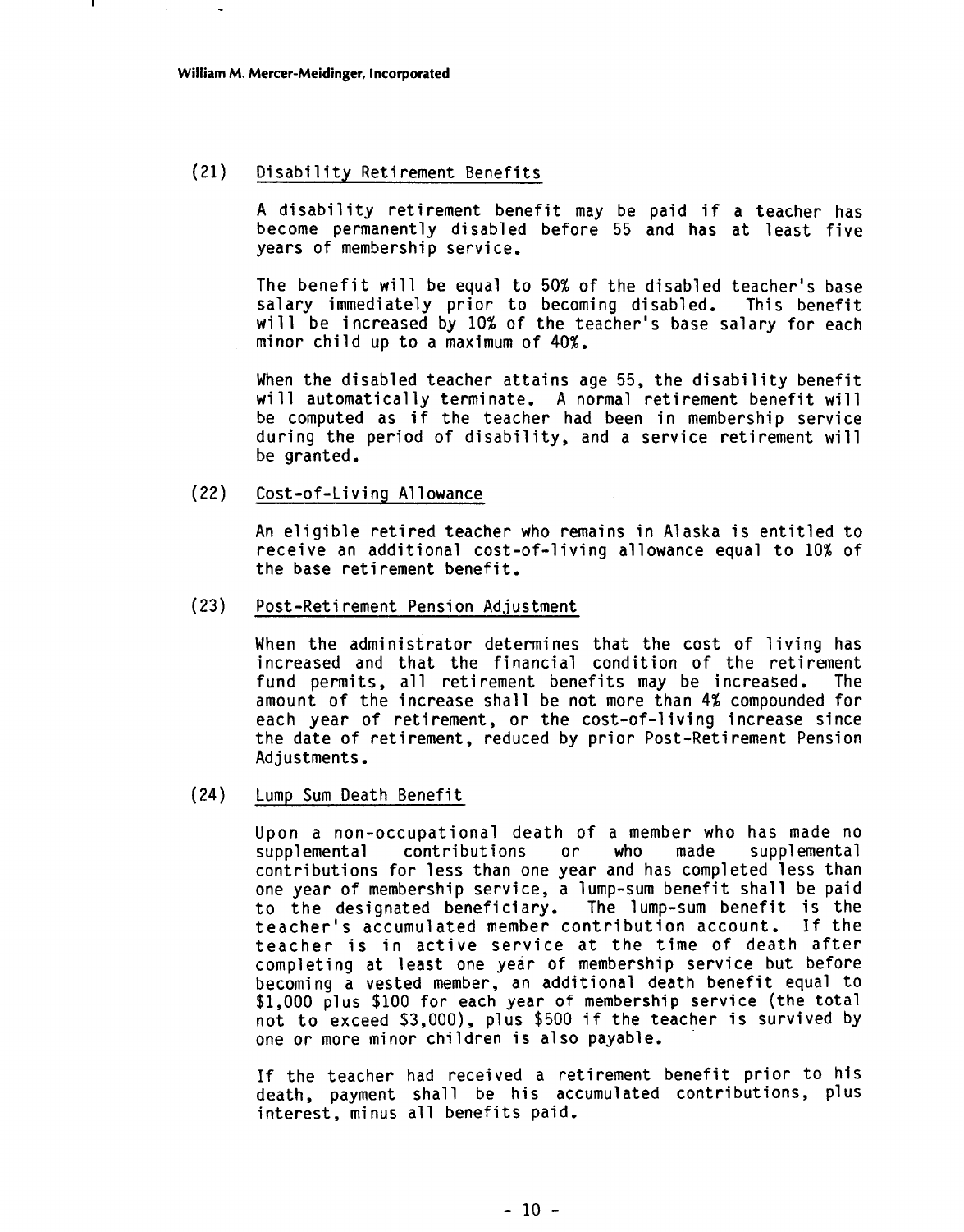### (21) Disability Retirement Benefits

A disability retirement benefit may be paid if a teacher has become permanently disabled before 55 and has at least five years of membership service.

The benefit will be equal to 50% of the disabled teacher's base salary immediately prior to becoming disabled. This benefit will be increased by 10% of the teacher's base salary for each minor child up to a maximum of 40%.

When the disabled teacher attains age 55, the disability benefit will automatically terminate. A normal retirement benefit will be computed as if the teacher had been in membership service during the period of disability, and a service retirement will be granted.

### (22) Cost-of-Living Allowance

An eligible retired teacher who remains in Alaska is entitled to receive an additional cost-of-living allowance equal to 10% of the base retirement benefit.

### (23) Post-Retirement Pension Adjustment

When the administrator determines that the cost of living has increased and that the financial condition of the retirement fund permits, all retirement benefits may be increased. The amount of the increase shall be not more than 4% compounded for each year of retirement, or the cost-of-living increase since the date of retirement, reduced by prior Post-Retirement Pension Adjustments.

### (24) Lump Sum Death Benefit

Upon a non-occupational death of a member who has made no supplemental contributions or who made supplemental contributions for less than one year and has completed less than one year of membership service, a lump-sum benefit shall be paid to the designated beneficiary. The lump-sum benefit is the teacher's accumulated member contribution account. If the teacher is in active service at the time of death after completing at least one year of membership service but before becoming a vested member, an additional death benefit equal to $1,000 plus $100 for each year of membership service (the total not to exceed $3,000), plus $500 if the teacher is survived by one or more minor children is also payable.

If the teacher had received a retirement benefit prior to his death, payment shall be his accumulated contributions, plus interest, minus all benefits paid.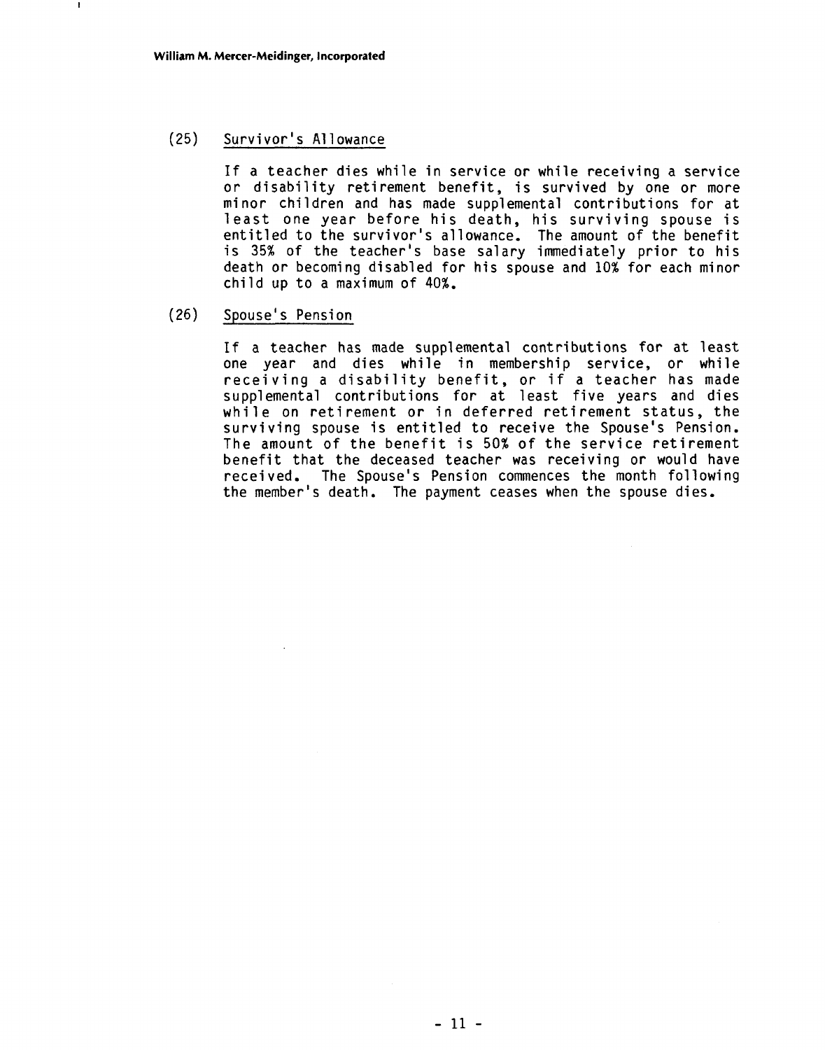(25) Survivor's Allowance

If a teacher dies while in service or while receiving a service or disability retirement benefit, is survived by one or more minor children and has made supplemental contributions for at least one year before his death, his surviving spouse is entitled to the survivor's allowance. The amount of the benefit is 35% of the teacher's base salary immediately prior to his death or becoming disabled for his spouse and 10% for each minor child up to a maximum of 40%.

(26) Spouse's Pension

If a teacher has made supplemental contributions for at least one year and dies while in membership service, or while receiving a disability benefit, or if a teacher has made supplemental contributions for at least five years and dies while on retirement or in deferred retirement status, the surviving spouse is entitled to receive the Spouse's Pension. The amount of the benefit is 50% of the service retirement benefit that the deceased teacher was receiving or would have received. The Spouse's Pension commences the month following the member's death. The payment ceases when the spouse dies.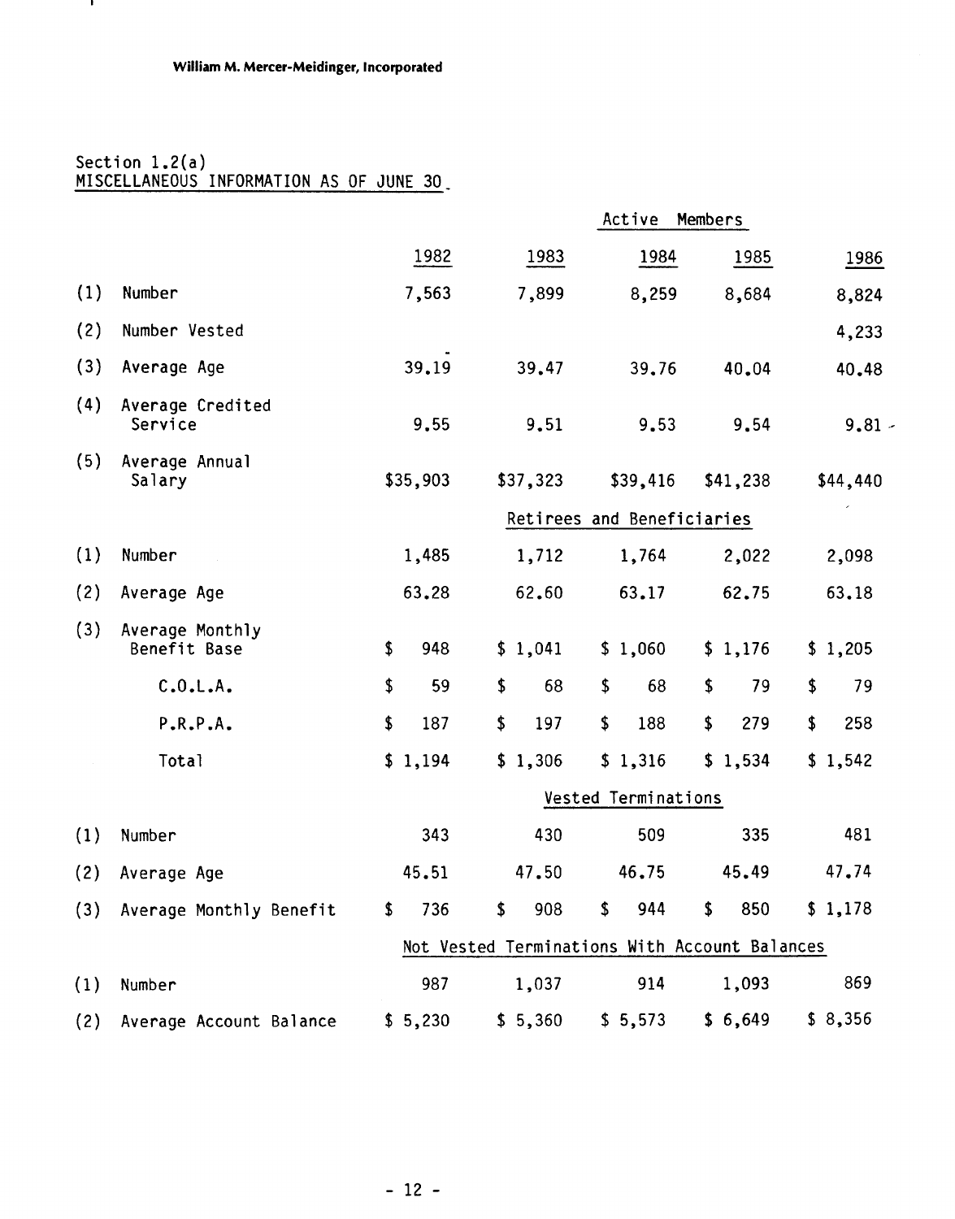William M. Mercer-Meidinger, Incorporated

Section 1.2(a)
MISCELLANEOUS INFORMATION AS OF JUNE 30

| | | 1982 | 1983 | 1984 | 1985 | 1986 |
|---|---|---|---|---|---|---|
| | | | | **Active Members** | | |
| (1) | Number | 7,563 | 7,899 | 8,259 | 8,684 | 8,824 |
| (2) | Number Vested | | | | | 4,233 |
| (3) | Average Age | 39.19 | 39.47 | 39.76 | 40.04 | 40.48 |
| (4) | Average Credited Service | 9.55 | 9.51 | 9.53 | 9.54 | 9.81 |
| (5) | Average Annual Salary | $35,903 | $37,323 | $39,416 | $41,238 | $44,440 |
| | | | | **Retirees and Beneficiaries** | | |
| (1) | Number | 1,485 | 1,712 | 1,764 | 2,022 | 2,098 |
| (2) | Average Age | 63.28 | 62.60 | 63.17 | 62.75 | 63.18 |
| (3) | Average Monthly Benefit Base | $ 948 | $ 1,041 | $ 1,060 | $ 1,176 | $ 1,205 |
| | C.O.L.A. | $ 59 | $ 68 | $ 68 | $ 79 | $ 79 |
| | P.R.P.A. | $ 187 | $ 197 | $ 188 | $ 279 | $ 258 |
| | Total | $ 1,194 | $ 1,306 | $ 1,316 | $ 1,534 | $ 1,542 |
| | | | | **Vested Terminations** | | |
| (1) | Number | 343 | 430 | 509 | 335 | 481 |
| (2) | Average Age | 45.51 | 47.50 | 46.75 | 45.49 | 47.74 |
| (3) | Average Monthly Benefit | $ 736 | $ 908 | $ 944 | $ 850 | $ 1,178 |
| | | | | **Not Vested Terminations With Account Balances** | | |
| (1) | Number | 987 | 1,037 | 914 | 1,093 | 869 |
| (2) | Average Account Balance | $ 5,230 | $ 5,360 | $ 5,573 | $ 6,649 | $ 8,356 |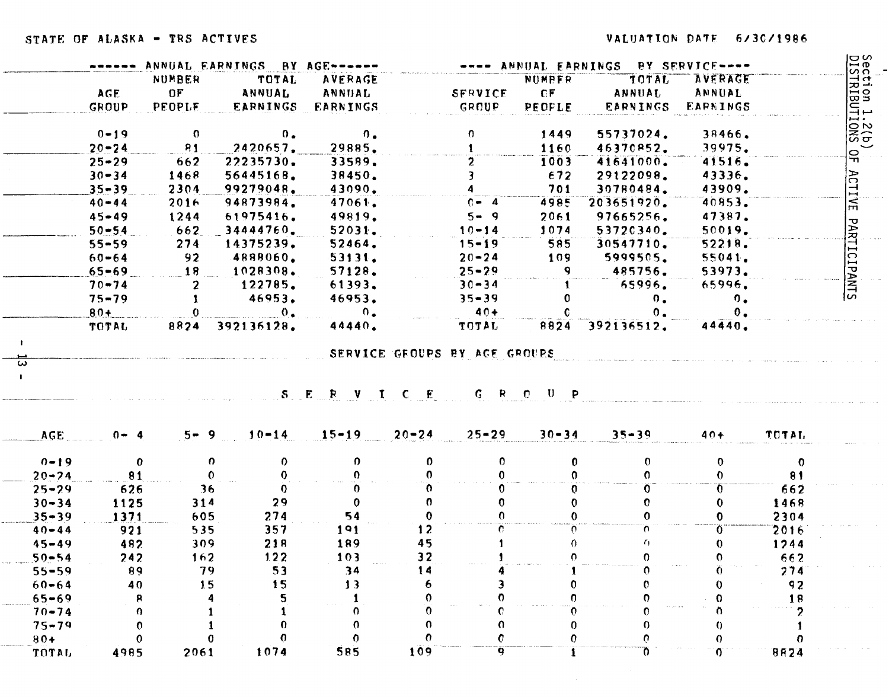STATE OF ALASKA - TRS ACTIVES

VALUATION DATE 6/30/1986

Section 1.2(b)
DISTRIBUTIONS OF ACTIVE PARTICIPANTS

| ------ ANNUAL EARNINGS BY AGE------ | | | | ---- ANNUAL EARNINGS BY SERVICE---- | | | |
|---|---|---|---|---|---|---|---|
| AGE GROUP | NUMBER OF PEOPLE | TOTAL ANNUAL EARNINGS | AVERAGE ANNUAL EARNINGS | SERVICE GROUP | NUMBER OF PEOPLE | TOTAL ANNUAL EARNINGS | AVERAGE ANNUAL EARNINGS |
| 0-19 | 0 | 0. | 0. | 0 | 1449 | 55737024. | 38466. |
| 20-24 | 81 | 2420657. | 29885. | 1 | 1160 | 46370852. | 39975. |
| 25-29 | 662 | 22235730. | 33589. | 2 | 1003 | 41641000. | 41516. |
| 30-34 | 1468 | 56445168. | 38450. | 3 | 672 | 29122098. | 43336. |
| 35-39 | 2304 | 99279048. | 43090. | 4 | 701 | 30780484. | 43909. |
| 40-44 | 2016 | 94873984. | 47061. | 0- 4 | 4985 | 203651920. | 40853. |
| 45-49 | 1244 | 61975416. | 49819. | 5- 9 | 2061 | 97665256. | 47387. |
| 50-54 | 662 | 34444760. | 52031. | 10-14 | 1074 | 53720340. | 50019. |
| 55-59 | 274 | 14375239. | 52464. | 15-19 | 585 | 30547710. | 52218. |
| 60-64 | 92 | 4888060. | 53131. | 20-24 | 109 | 5999505. | 55041. |
| 65-69 | 18 | 1028308. | 57128. | 25-29 | 9 | 485756. | 53973. |
| 70-74 | 2 | 122785. | 61393. | 30-34 | 1 | 65996. | 65996. |
| 75-79 | 1 | 46953. | 46953. | 35-39 | 0 | 0. | 0. |
| 80+ | 0 | 0. | 0. | 40+ | 0 | 0. | 0. |
| TOTAL | 8824 | 392136128. | 44440. | TOTAL | 8824 | 392136512. | 44440. |

SERVICE GROUPS BY AGE GROUPS

S E R V I C E G R O U P

| AGE | 0- 4 | 5- 9 | 10-14 | 15-19 | 20-24 | 25-29 | 30-34 | 35-39 | 40+ | TOTAL |
|---|---|---|---|---|---|---|---|---|---|---|
| 0-19 | 0 | 0 | 0 | 0 | 0 | 0 | 0 | 0 | 0 | 0 |
| 20-24 | 81 | 0 | 0 | 0 | 0 | 0 | 0 | 0 | 0 | 81 |
| 25-29 | 626 | 36 | 0 | 0 | 0 | 0 | 0 | 0 | 0 | 662 |
| 30-34 | 1125 | 314 | 29 | 0 | 0 | 0 | 0 | 0 | 0 | 1468 |
| 35-39 | 1371 | 605 | 274 | 54 | 0 | 0 | 0 | 0 | 0 | 2304 |
| 40-44 | 921 | 535 | 357 | 191 | 12 | 0 | 0 | 0 | 0 | 2016 |
| 45-49 | 482 | 309 | 218 | 189 | 45 | 1 | 0 | 0 | 0 | 1244 |
| 50-54 | 242 | 162 | 122 | 103 | 32 | 1 | 0 | 0 | 0 | 662 |
| 55-59 | 89 | 79 | 53 | 34 | 14 | 4 | 1 | 0 | 0 | 274 |
| 60-64 | 40 | 15 | 15 | 13 | 6 | 3 | 0 | 0 | 0 | 92 |
| 65-69 | 8 | 4 | 5 | 1 | 0 | 0 | 0 | 0 | 0 | 18 |
| 70-74 | 0 | 1 | 1 | 0 | 0 | 0 | 0 | 0 | 0 | 2 |
| 75-79 | 0 | 1 | 0 | 0 | 0 | 0 | 0 | 0 | 0 | 1 |
| 80+ | 0 | 0 | 0 | 0 | 0 | 0 | 0 | 0 | 0 | 0 |
| TOTAL | 4985 | 2061 | 1074 | 585 | 109 | 9 | 1 | 0 | 0 | 8824 |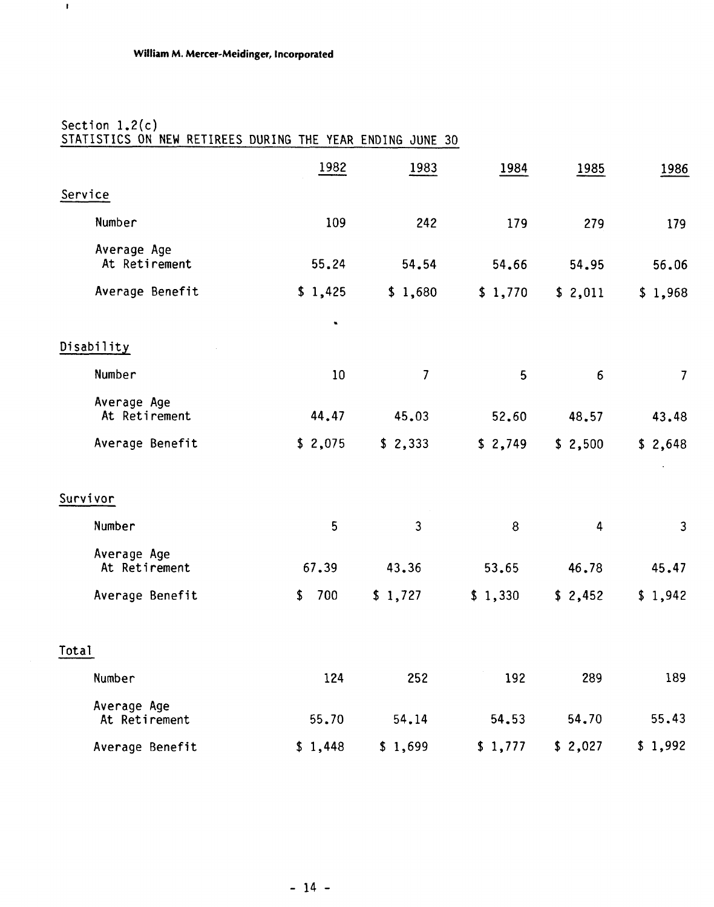William M. Mercer-Meidinger, Incorporated

Section 1.2(c)
STATISTICS ON NEW RETIREES DURING THE YEAR ENDING JUNE 30

| | 1982 | 1983 | 1984 | 1985 | 1986 |
|---|---|---|---|---|---|
| **Service** | | | | | |
| Number | 109 | 242 | 179 | 279 | 179 |
| Average Age At Retirement | 55.24 | 54.54 | 54.66 | 54.95 | 56.06 |
| Average Benefit | $ 1,425 | $ 1,680 | $ 1,770 | $ 2,011 | $ 1,968 |
| **Disability** | | | | | |
| Number | 10 | 7 | 5 | 6 | 7 |
| Average Age At Retirement | 44.47 | 45.03 | 52.60 | 48.57 | 43.48 |
| Average Benefit | $ 2,075 | $ 2,333 | $ 2,749 | $ 2,500 | $ 2,648 |
| **Survivor** | | | | | |
| Number | 5 | 3 | 8 | 4 | 3 |
| Average Age At Retirement | 67.39 | 43.36 | 53.65 | 46.78 | 45.47 |
| Average Benefit | $ 700 | $ 1,727 | $ 1,330 | $ 2,452 | $ 1,942 |
| **Total** | | | | | |
| Number | 124 | 252 | 192 | 289 | 189 |
| Average Age At Retirement | 55.70 | 54.14 | 54.53 | 54.70 | 55.43 |
| Average Benefit | $ 1,448 | $ 1,699 | $ 1,777 | $ 2,027 | $ 1,992 |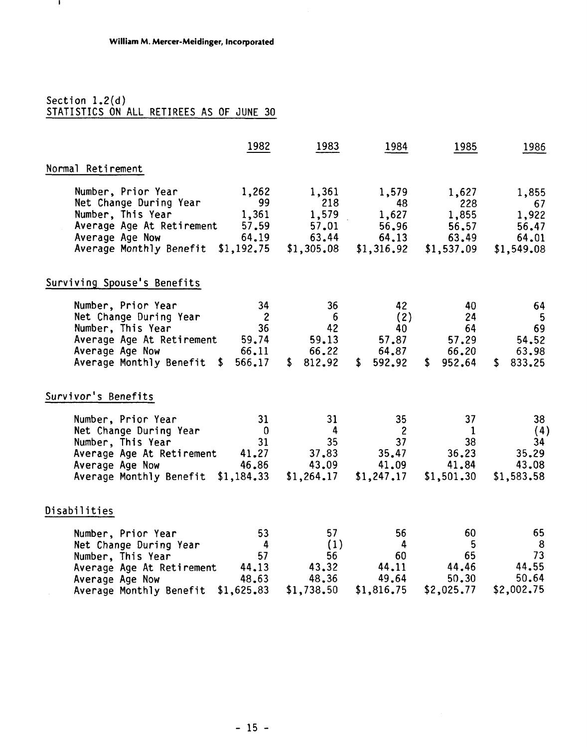William M. Mercer-Meidinger, Incorporated

Section 1.2(d)
STATISTICS ON ALL RETIREES AS OF JUNE 30

| | 1982 | 1983 | 1984 | 1985 | 1986 |
|---|---|---|---|---|---|
| **Normal Retirement** | | | | | |
| Number, Prior Year | 1,262 | 1,361 | 1,579 | 1,627 | 1,855 |
| Net Change During Year | 99 | 218 | 48 | 228 | 67 |
| Number, This Year | 1,361 | 1,579 | 1,627 | 1,855 | 1,922 |
| Average Age At Retirement | 57.59 | 57.01 | 56.96 | 56.57 | 56.47 |
| Average Age Now | 64.19 | 63.44 | 64.13 | 63.49 | 64.01 |
| Average Monthly Benefit | $1,192.75 | $1,305.08 | $1,316.92 | $1,537.09 | $1,549.08 |
| **Surviving Spouse's Benefits** | | | | | |
| Number, Prior Year | 34 | 36 | 42 | 40 | 64 |
| Net Change During Year | 2 | 6 | (2) | 24 | 5 |
| Number, This Year | 36 | 42 | 40 | 64 | 69 |
| Average Age At Retirement | 59.74 | 59.13 | 57.87 | 57.29 | 54.52 |
| Average Age Now | 66.11 | 66.22 | 64.87 | 66.20 | 63.98 |
| Average Monthly Benefit | $ 566.17 | $ 812.92 | $ 592.92 | $ 952.64 | $ 833.25 |
| **Survivor's Benefits** | | | | | |
| Number, Prior Year | 31 | 31 | 35 | 37 | 38 |
| Net Change During Year | 0 | 4 | 2 | 1 | (4) |
| Number, This Year | 31 | 35 | 37 | 38 | 34 |
| Average Age At Retirement | 41.27 | 37.83 | 35.47 | 36.23 | 35.29 |
| Average Age Now | 46.86 | 43.09 | 41.09 | 41.84 | 43.08 |
| Average Monthly Benefit | $1,184.33 | $1,264.17 | $1,247.17 | $1,501.30 | $1,583.58 |
| **Disabilities** | | | | | |
| Number, Prior Year | 53 | 57 | 56 | 60 | 65 |
| Net Change During Year | 4 | (1) | 4 | 5 | 8 |
| Number, This Year | 57 | 56 | 60 | 65 | 73 |
| Average Age At Retirement | 44.13 | 43.32 | 44.11 | 44.46 | 44.55 |
| Average Age Now | 48.63 | 48.36 | 49.64 | 50.30 | 50.64 |
| Average Monthly Benefit | $1,625.83 | $1,738.50 | $1,816.75 | $2,025.77 | $2,002.75 |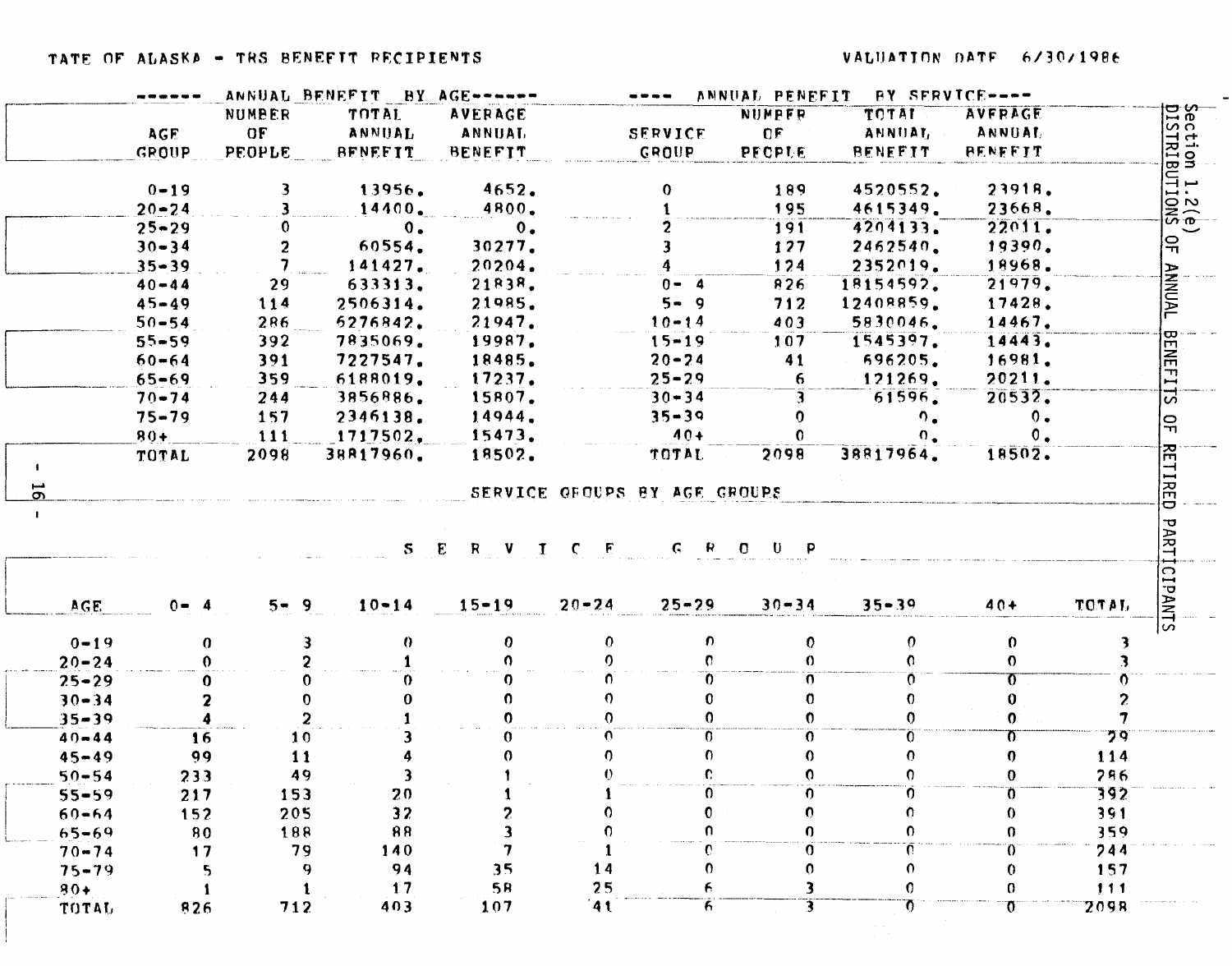TATE OF ALASKA - TRS BENEFIT RECIPIENTS

VALUATION DATE 6/30/1986

Section 1.2(e)
DISTRIBUTIONS OF ANNUAL BENEFITS OF RETIRED PARTICIPANTS

| ANNUAL BENEFIT BY AGE | | | | ANNUAL BENEFIT BY SERVICE | | | |
|---|---|---|---|---|---|---|---|
| AGE GROUP | NUMBER OF PEOPLE | TOTAL ANNUAL BENEFIT | AVERAGE ANNUAL BENEFIT | SERVICE GROUP | NUMBER OF PEOPLE | TOTAL ANNUAL BENEFIT | AVERAGE ANNUAL BENEFIT |
| 0-19 | 3 | 13956. | 4652. | 0 | 189 | 4520552. | 23918. |
| 20-24 | 3 | 14400. | 4800. | 1 | 195 | 4615349. | 23668. |
| 25-29 | 0 | 0. | 0. | 2 | 191 | 4204133. | 22011. |
| 30-34 | 2 | 60554. | 30277. | 3 | 127 | 2462540. | 19390. |
| 35-39 | 7 | 141427. | 20204. | 4 | 124 | 2352019. | 18968. |
| 40-44 | 29 | 633313. | 21838. | 0- 4 | 826 | 18154592. | 21979. |
| 45-49 | 114 | 2506314. | 21985. | 5- 9 | 712 | 12408859. | 17428. |
| 50-54 | 286 | 6276842. | 21947. | 10-14 | 403 | 5830046. | 14467. |
| 55-59 | 392 | 7835069. | 19987. | 15-19 | 107 | 1545397. | 14443. |
| 60-64 | 391 | 7227547. | 18485. | 20-24 | 41 | 696205. | 16981. |
| 65-69 | 359 | 6188019. | 17237. | 25-29 | 6 | 121269. | 20211. |
| 70-74 | 244 | 3856886. | 15807. | 30-34 | 3 | 61596. | 20532. |
| 75-79 | 157 | 2346138. | 14944. | 35-39 | 0 | 0. | 0. |
| 80+ | 111 | 1717502. | 15473. | 40+ | 0 | 0. | 0. |
| TOTAL | 2098 | 38817960. | 18502. | TOTAL | 2098 | 38817964. | 18502. |

SERVICE GROUPS BY AGE GROUPS

| AGE | SERVICE GROUP 0- 4 | 5- 9 | 10-14 | 15-19 | 20-24 | 25-29 | 30-34 | 35-39 | 40+ | TOTAL |
|---|---|---|---|---|---|---|---|---|---|---|
| 0-19 | 0 | 3 | 0 | 0 | 0 | 0 | 0 | 0 | 0 | 3 |
| 20-24 | 0 | 2 | 1 | 0 | 0 | 0 | 0 | 0 | 0 | 3 |
| 25-29 | 0 | 0 | 0 | 0 | 0 | 0 | 0 | 0 | 0 | 0 |
| 30-34 | 2 | 0 | 0 | 0 | 0 | 0 | 0 | 0 | 0 | 2 |
| 35-39 | 4 | 2 | 1 | 0 | 0 | 0 | 0 | 0 | 0 | 7 |
| 40-44 | 16 | 10 | 3 | 0 | 0 | 0 | 0 | 0 | 0 | 29 |
| 45-49 | 99 | 11 | 4 | 0 | 0 | 0 | 0 | 0 | 0 | 114 |
| 50-54 | 233 | 49 | 3 | 1 | 0 | 0 | 0 | 0 | 0 | 286 |
| 55-59 | 217 | 153 | 20 | 1 | 1 | 0 | 0 | 0 | 0 | 392 |
| 60-64 | 152 | 205 | 32 | 2 | 0 | 0 | 0 | 0 | 0 | 391 |
| 65-69 | 80 | 188 | 88 | 3 | 0 | 0 | 0 | 0 | 0 | 359 |
| 70-74 | 17 | 79 | 140 | 7 | 1 | 0 | 0 | 0 | 0 | 244 |
| 75-79 | 5 | 9 | 94 | 35 | 14 | 0 | 0 | 0 | 0 | 157 |
| 80+ | 1 | 1 | 17 | 58 | 25 | 6 | 3 | 0 | 0 | 111 |
| TOTAL | 826 | 712 | 403 | 107 | 41 | 6 | 3 | 0 | 0 | 2098 |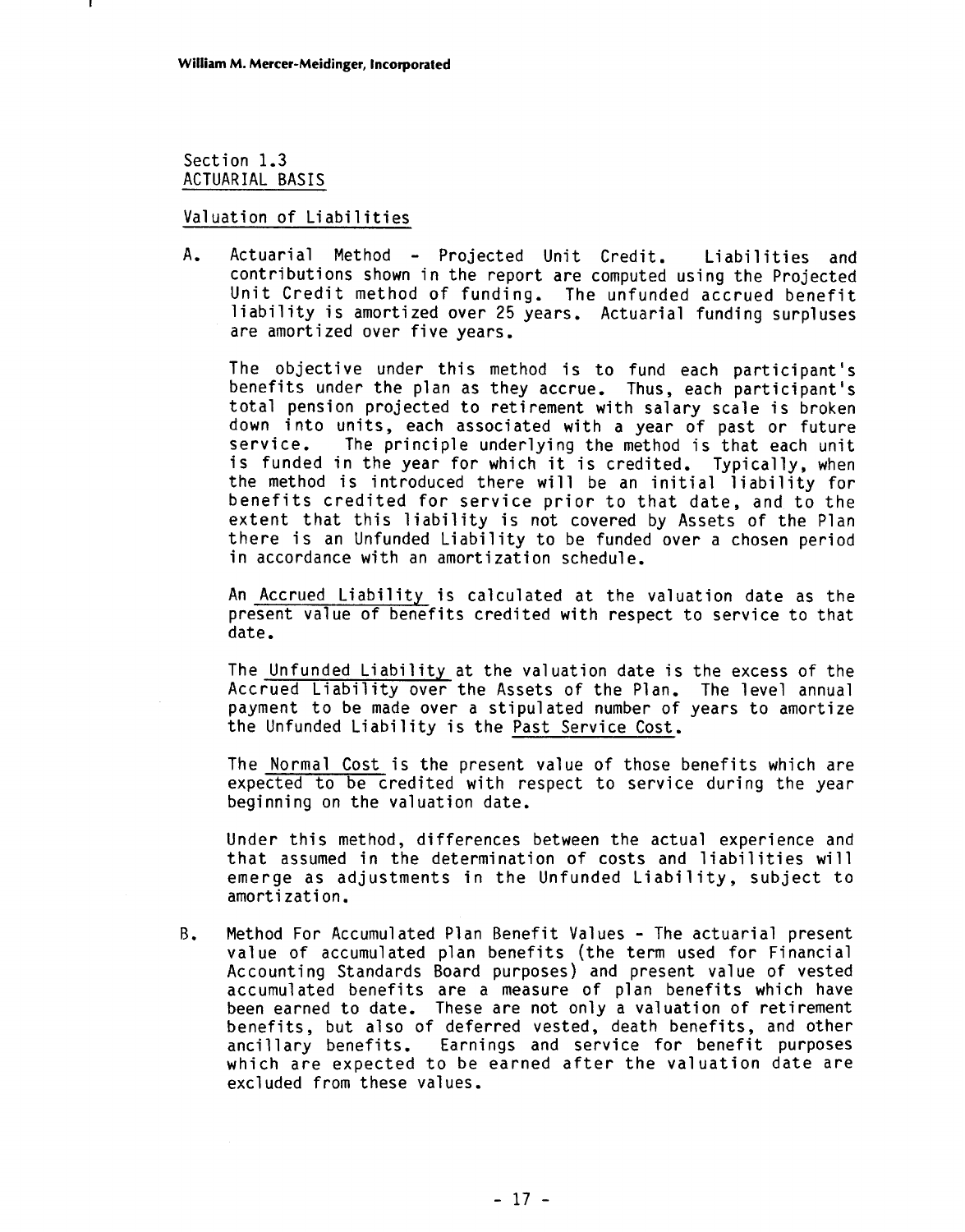Section 1.3
## ACTUARIAL BASIS

### Valuation of Liabilities

A. Actuarial Method - Projected Unit Credit. Liabilities and contributions shown in the report are computed using the Projected Unit Credit method of funding. The unfunded accrued benefit liability is amortized over 25 years. Actuarial funding surpluses are amortized over five years.

   The objective under this method is to fund each participant's benefits under the plan as they accrue. Thus, each participant's total pension projected to retirement with salary scale is broken down into units, each associated with a year of past or future service. The principle underlying the method is that each unit is funded in the year for which it is credited. Typically, when the method is introduced there will be an initial liability for benefits credited for service prior to that date, and to the extent that this liability is not covered by Assets of the Plan there is an Unfunded Liability to be funded over a chosen period in accordance with an amortization schedule.

   An Accrued Liability is calculated at the valuation date as the present value of benefits credited with respect to service to that date.

   The Unfunded Liability at the valuation date is the excess of the Accrued Liability over the Assets of the Plan. The level annual payment to be made over a stipulated number of years to amortize the Unfunded Liability is the Past Service Cost.

   The Normal Cost is the present value of those benefits which are expected to be credited with respect to service during the year beginning on the valuation date.

   Under this method, differences between the actual experience and that assumed in the determination of costs and liabilities will emerge as adjustments in the Unfunded Liability, subject to amortization.

B. Method For Accumulated Plan Benefit Values - The actuarial present value of accumulated plan benefits (the term used for Financial Accounting Standards Board purposes) and present value of vested accumulated benefits are a measure of plan benefits which have been earned to date. These are not only a valuation of retirement benefits, but also of deferred vested, death benefits, and other ancillary benefits. Earnings and service for benefit purposes which are expected to be earned after the valuation date are excluded from these values.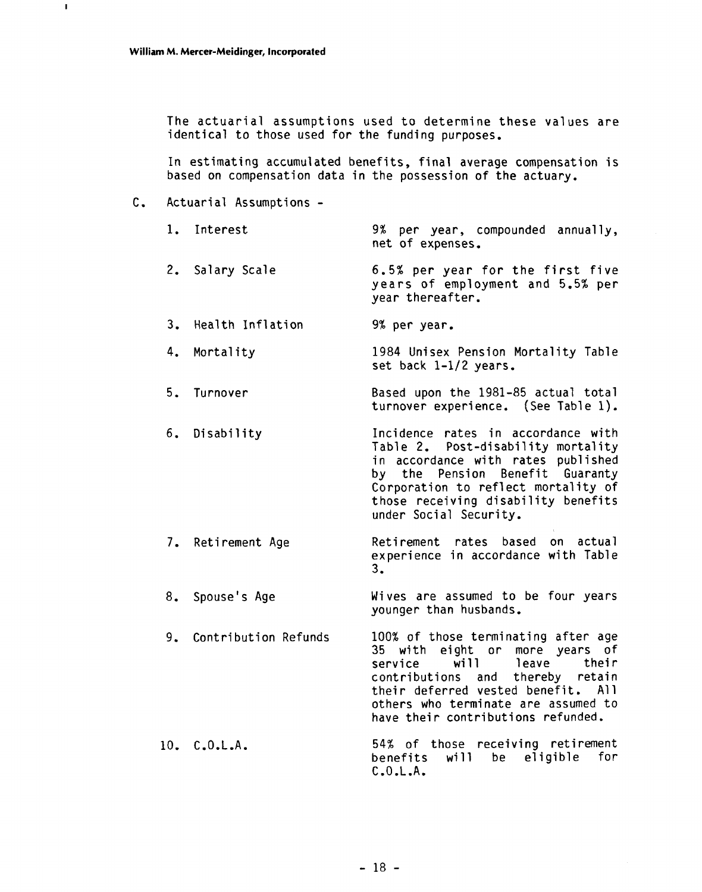The actuarial assumptions used to determine these values are identical to those used for the funding purposes.

In estimating accumulated benefits, final average compensation is based on compensation data in the possession of the actuary.

C. Actuarial Assumptions -

| | |
|---|---|
| 1. Interest | 9% per year, compounded annually, net of expenses. |
| 2. Salary Scale | 6.5% per year for the first five years of employment and 5.5% per year thereafter. |
| 3. Health Inflation | 9% per year. |
| 4. Mortality | 1984 Unisex Pension Mortality Table set back 1-1/2 years. |
| 5. Turnover | Based upon the 1981-85 actual total turnover experience. (See Table 1). |
| 6. Disability | Incidence rates in accordance with Table 2. Post-disability mortality in accordance with rates published by the Pension Benefit Guaranty Corporation to reflect mortality of those receiving disability benefits under Social Security. |
| 7. Retirement Age | Retirement rates based on actual experience in accordance with Table 3. |
| 8. Spouse's Age | Wives are assumed to be four years younger than husbands. |
| 9. Contribution Refunds | 100% of those terminating after age 35 with eight or more years of service will leave their contributions and thereby retain their deferred vested benefit. All others who terminate are assumed to have their contributions refunded. |
| 10. C.O.L.A. | 54% of those receiving retirement benefits will be eligible for C.O.L.A. |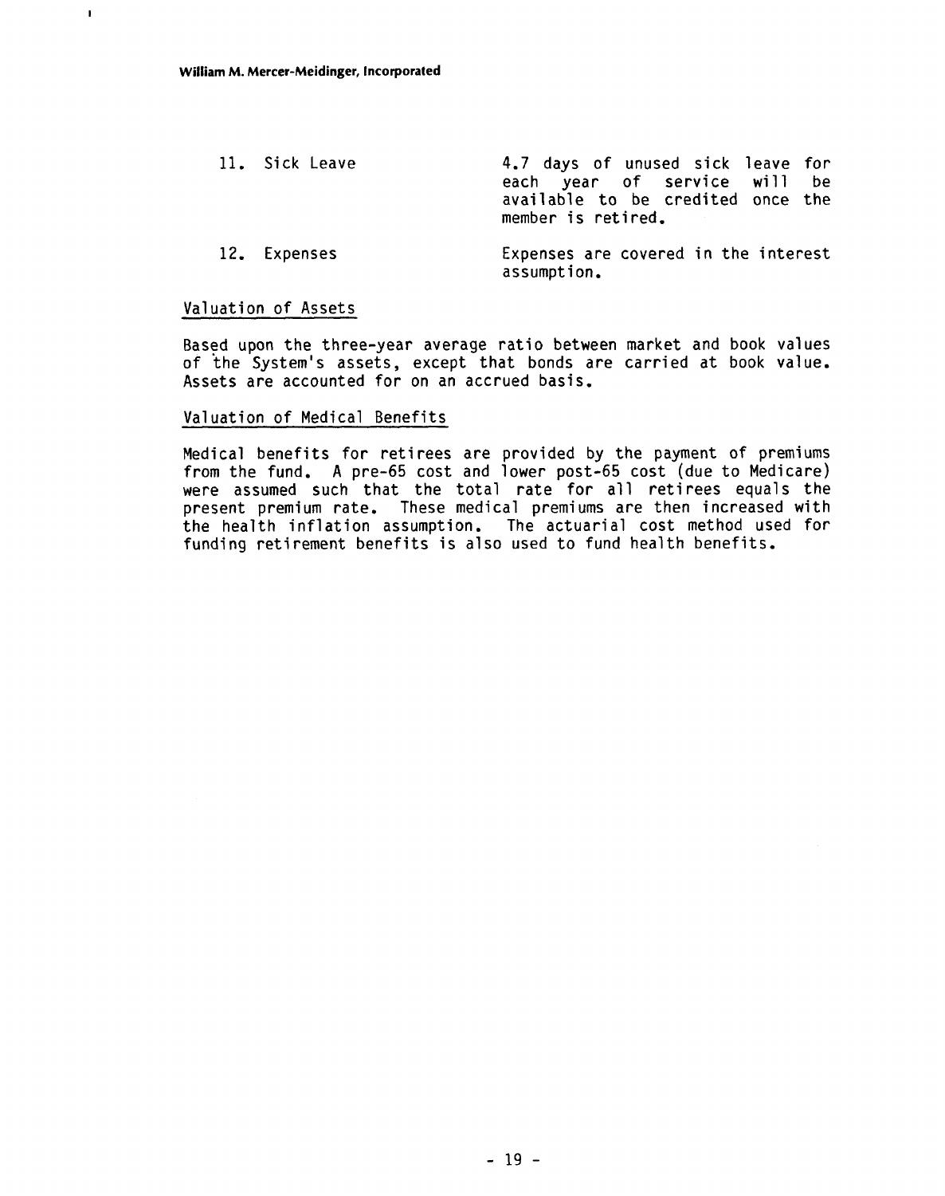11. Sick Leave — 4.7 days of unused sick leave for each year of service will be available to be credited once the member is retired.

12. Expenses — Expenses are covered in the interest assumption.

## Valuation of Assets

Based upon the three-year average ratio between market and book values of the System's assets, except that bonds are carried at book value. Assets are accounted for on an accrued basis.

## Valuation of Medical Benefits

Medical benefits for retirees are provided by the payment of premiums from the fund. A pre-65 cost and lower post-65 cost (due to Medicare) were assumed such that the total rate for all retirees equals the present premium rate. These medical premiums are then increased with the health inflation assumption. The actuarial cost method used for funding retirement benefits is also used to fund health benefits.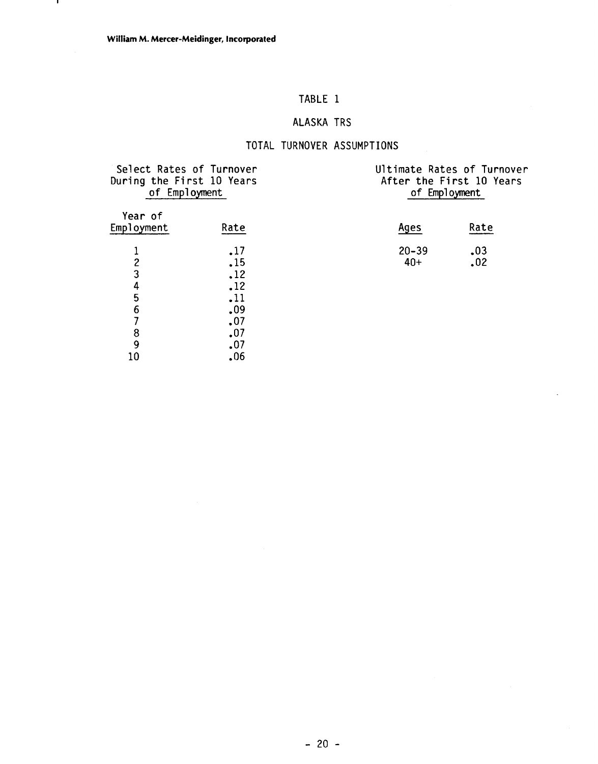# TABLE 1

## ALASKA TRS

## TOTAL TURNOVER ASSUMPTIONS

**Select Rates of Turnover During the First 10 Years of Employment**

| Year of Employment | Rate |
|---|---|
| 1 | .17 |
| 2 | .15 |
| 3 | .12 |
| 4 | .12 |
| 5 | .11 |
| 6 | .09 |
| 7 | .07 |
| 8 | .07 |
| 9 | .07 |
| 10 | .06 |

**Ultimate Rates of Turnover After the First 10 Years of Employment**

| Ages | Rate |
|---|---|
| 20-39 | .03 |
| 40+ | .02 |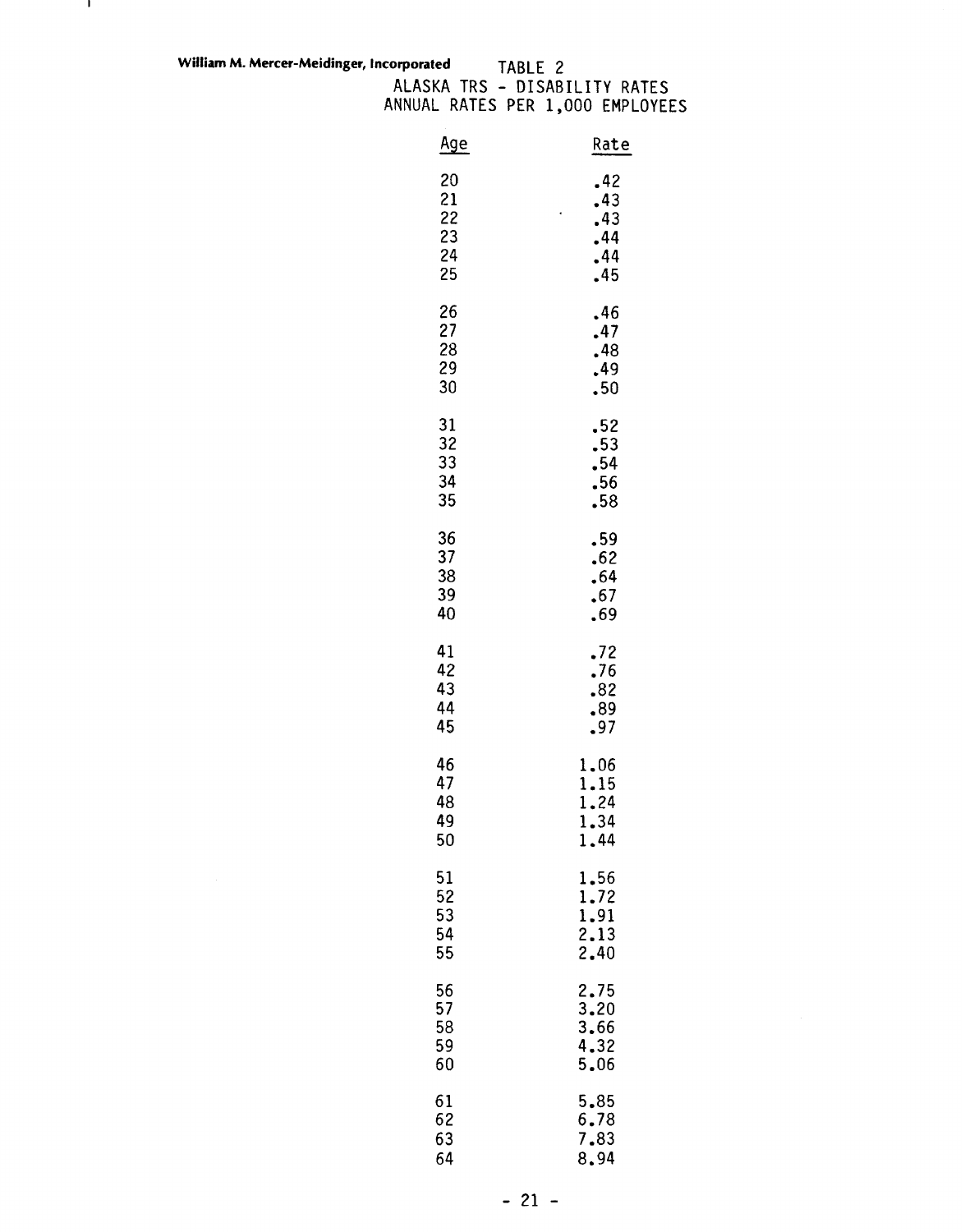William M. Mercer-Meidinger, Incorporated

# TABLE 2
## ALASKA TRS - DISABILITY RATES
## ANNUAL RATES PER 1,000 EMPLOYEES

| Age | Rate |
|---|---|
| 20 | .42 |
| 21 | .43 |
| 22 | .43 |
| 23 | .44 |
| 24 | .44 |
| 25 | .45 |
| 26 | .46 |
| 27 | .47 |
| 28 | .48 |
| 29 | .49 |
| 30 | .50 |
| 31 | .52 |
| 32 | .53 |
| 33 | .54 |
| 34 | .56 |
| 35 | .58 |
| 36 | .59 |
| 37 | .62 |
| 38 | .64 |
| 39 | .67 |
| 40 | .69 |
| 41 | .72 |
| 42 | .76 |
| 43 | .82 |
| 44 | .89 |
| 45 | .97 |
| 46 | 1.06 |
| 47 | 1.15 |
| 48 | 1.24 |
| 49 | 1.34 |
| 50 | 1.44 |
| 51 | 1.56 |
| 52 | 1.72 |
| 53 | 1.91 |
| 54 | 2.13 |
| 55 | 2.40 |
| 56 | 2.75 |
| 57 | 3.20 |
| 58 | 3.66 |
| 59 | 4.32 |
| 60 | 5.06 |
| 61 | 5.85 |
| 62 | 6.78 |
| 63 | 7.83 |
| 64 | 8.94 |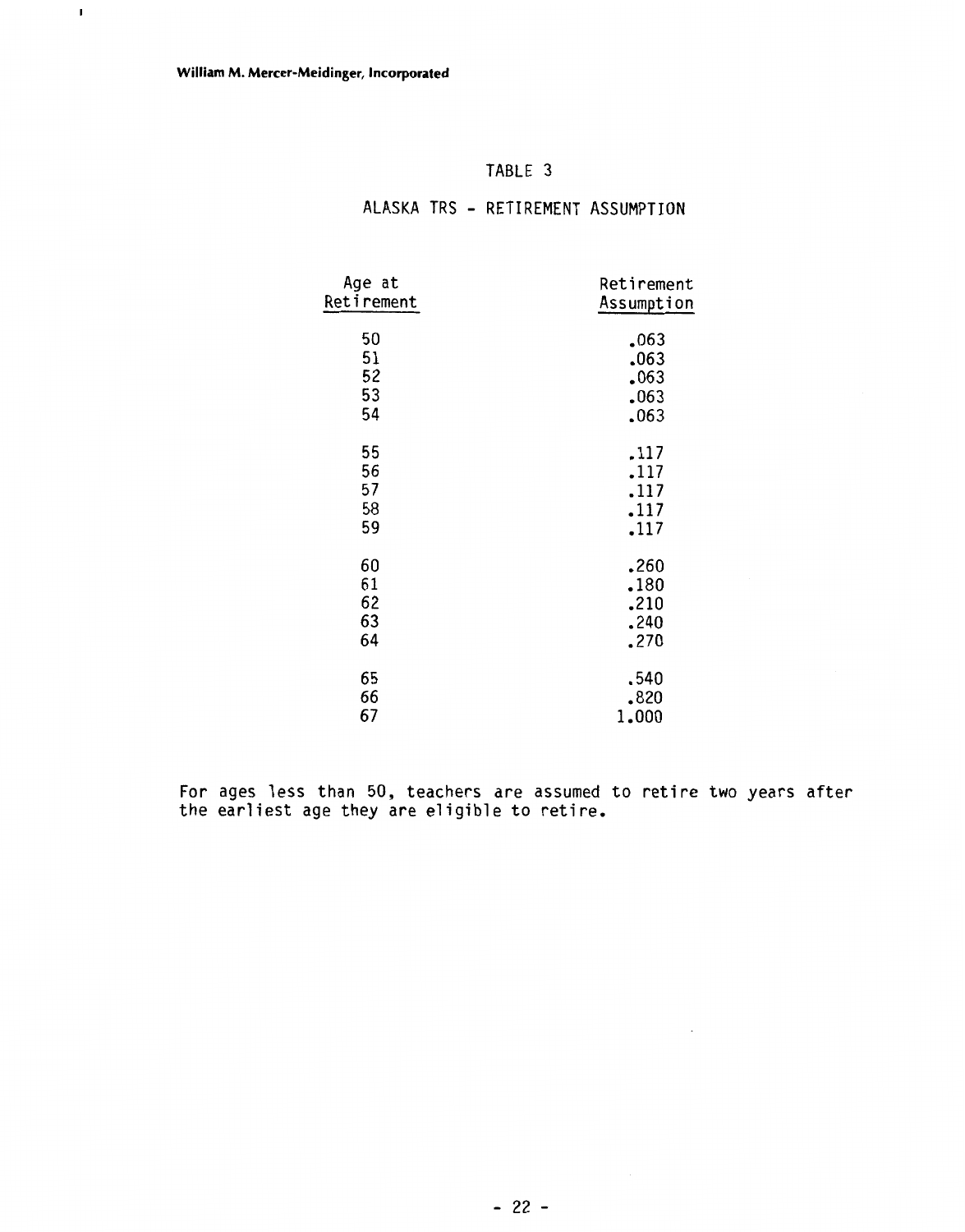## TABLE 3

## ALASKA TRS - RETIREMENT ASSUMPTION

| Age at Retirement | Retirement Assumption |
|---|---|
| 50 | .063 |
| 51 | .063 |
| 52 | .063 |
| 53 | .063 |
| 54 | .063 |
| 55 | .117 |
| 56 | .117 |
| 57 | .117 |
| 58 | .117 |
| 59 | .117 |
| 60 | .260 |
| 61 | .180 |
| 62 | .210 |
| 63 | .240 |
| 64 | .270 |
| 65 | .540 |
| 66 | .820 |
| 67 | 1.000 |

For ages less than 50, teachers are assumed to retire two years after the earliest age they are eligible to retire.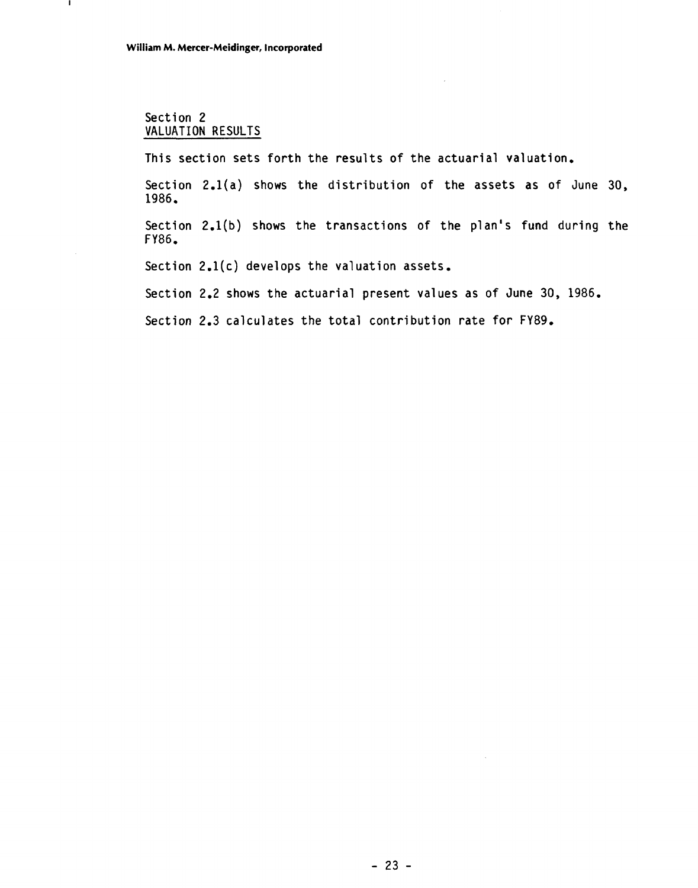## Section 2
## VALUATION RESULTS

This section sets forth the results of the actuarial valuation.

Section 2.1(a) shows the distribution of the assets as of June 30, 1986.

Section 2.1(b) shows the transactions of the plan's fund during the FY86.

Section 2.1(c) develops the valuation assets.

Section 2.2 shows the actuarial present values as of June 30, 1986.

Section 2.3 calculates the total contribution rate for FY89.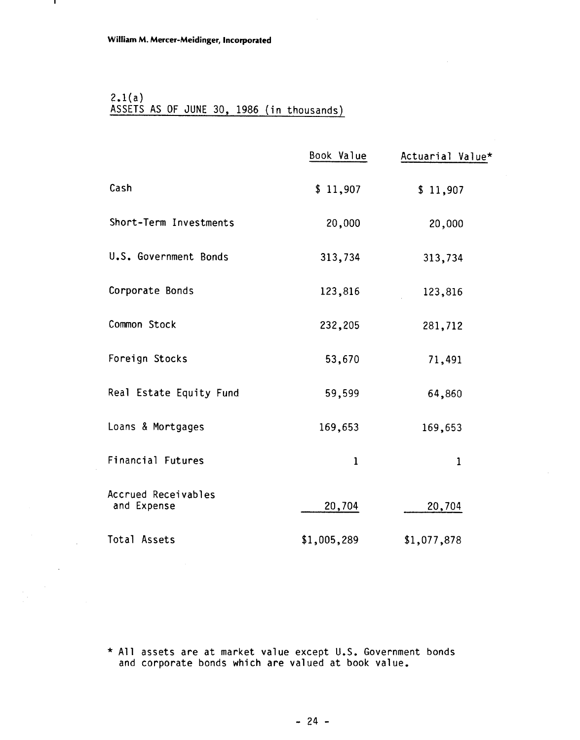2.1(a)
ASSETS AS OF JUNE 30, 1986 (in thousands)

| | Book Value | Actuarial Value* |
|---|---|---|
| Cash | $ 11,907 | $ 11,907 |
| Short-Term Investments | 20,000 | 20,000 |
| U.S. Government Bonds | 313,734 | 313,734 |
| Corporate Bonds | 123,816 | 123,816 |
| Common Stock | 232,205 | 281,712 |
| Foreign Stocks | 53,670 | 71,491 |
| Real Estate Equity Fund | 59,599 | 64,860 |
| Loans & Mortgages | 169,653 | 169,653 |
| Financial Futures | 1 | 1 |
| Accrued Receivables and Expense | 20,704 | 20,704 |
| Total Assets | $1,005,289 | $1,077,878 |

* All assets are at market value except U.S. Government bonds and corporate bonds which are valued at book value.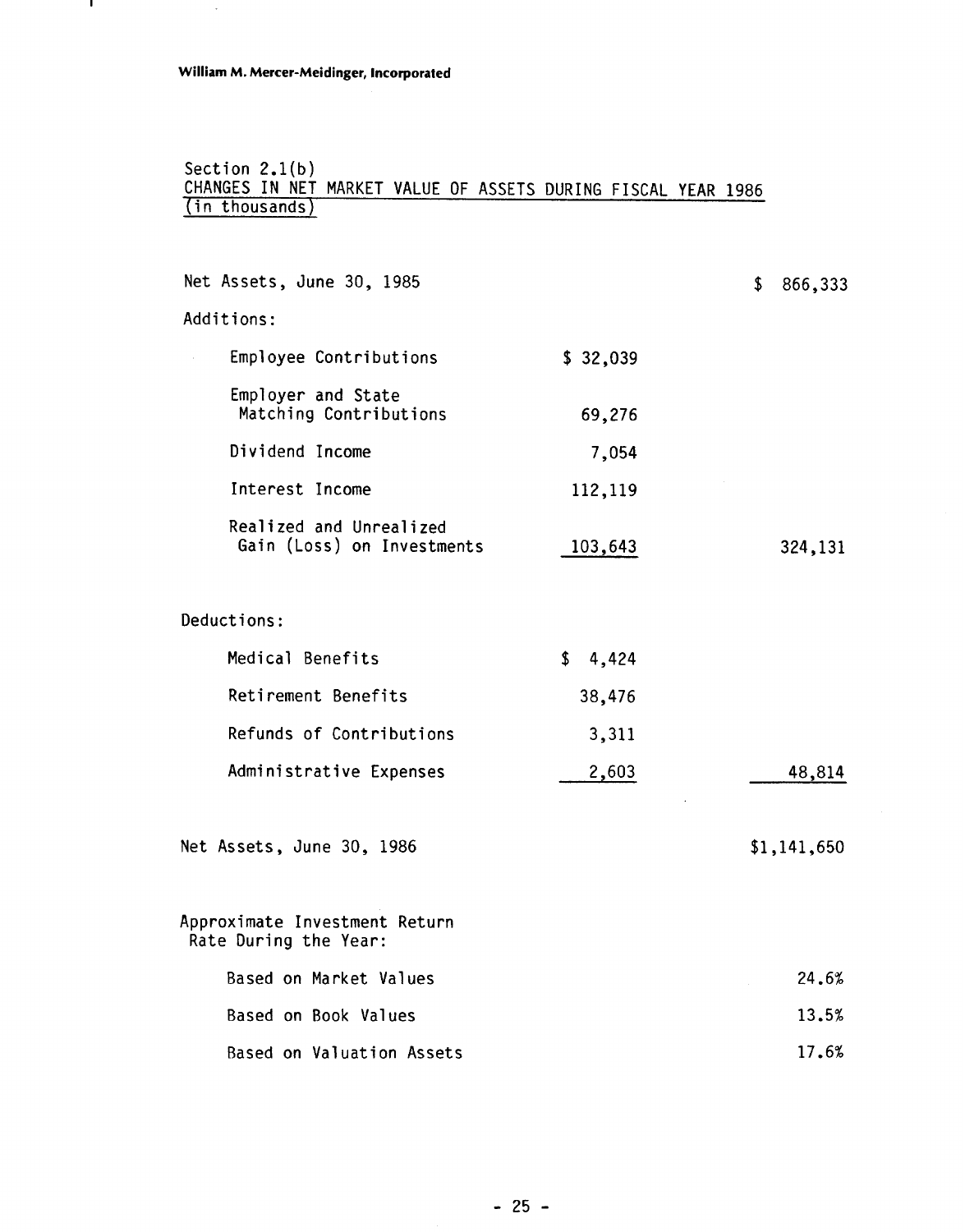Section 2.1(b)
CHANGES IN NET MARKET VALUE OF ASSETS DURING FISCAL YEAR 1986
(in thousands)

| | | |
|---|---|---|
| Net Assets, June 30, 1985 | | $ 866,333 |
| Additions: | | |
| Employee Contributions | $ 32,039 | |
| Employer and State Matching Contributions | 69,276 | |
| Dividend Income | 7,054 | |
| Interest Income | 112,119 | |
| Realized and Unrealized Gain (Loss) on Investments | 103,643 | 324,131 |
| Deductions: | | |
| Medical Benefits | $ 4,424 | |
| Retirement Benefits | 38,476 | |
| Refunds of Contributions | 3,311 | |
| Administrative Expenses | 2,603 | 48,814 |
| Net Assets, June 30, 1986 | | $1,141,650 |
| Approximate Investment Return Rate During the Year: | | |
| Based on Market Values | | 24.6% |
| Based on Book Values | | 13.5% |
| Based on Valuation Assets | | 17.6% |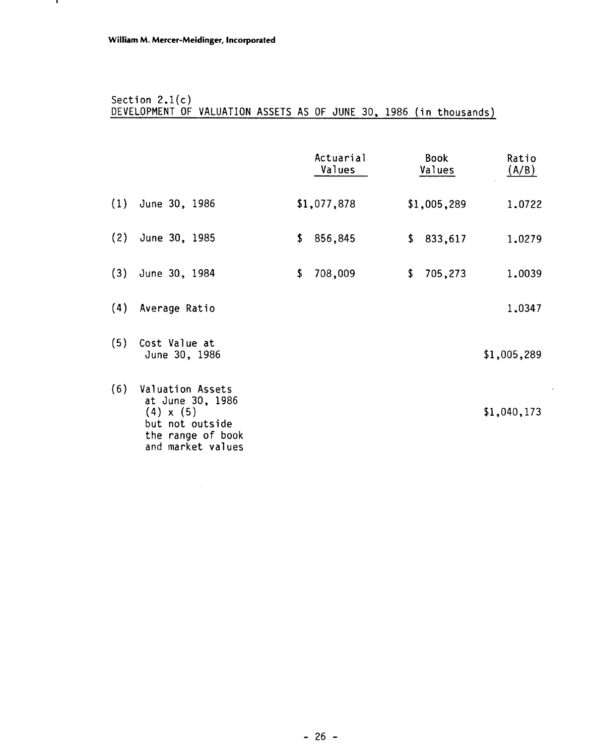Section 2.1(c)
DEVELOPMENT OF VALUATION ASSETS AS OF JUNE 30, 1986 (in thousands)

| | | Actuarial Values | Book Values | Ratio (A/B) |
|---|---|---|---|---|
| (1) | June 30, 1986 | $1,077,878 | $1,005,289 | 1.0722 |
| (2) | June 30, 1985 | $ 856,845 | $ 833,617 | 1.0279 |
| (3) | June 30, 1984 | $ 708,009 | $ 705,273 | 1.0039 |
| (4) | Average Ratio | | | 1.0347 |
| (5) | Cost Value at June 30, 1986 | | | $1,005,289 |
| (6) | Valuation Assets at June 30, 1986 (4) x (5) but not outside the range of book and market values | | | $1,040,173 |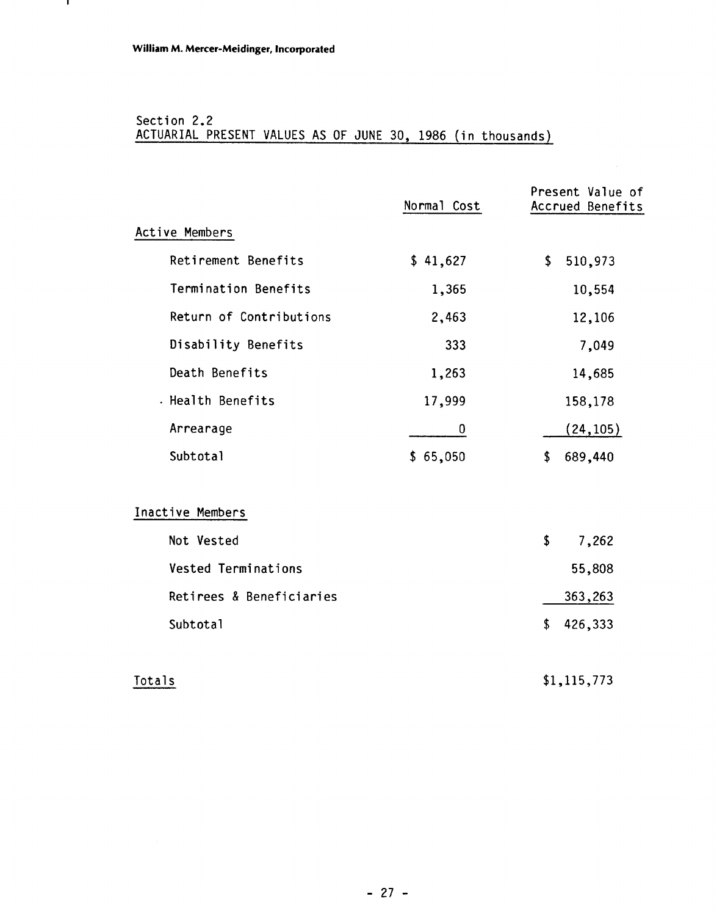Section 2.2
ACTUARIAL PRESENT VALUES AS OF JUNE 30, 1986 (in thousands)

| | Normal Cost | Present Value of Accrued Benefits |
|---|---|---|
| **Active Members** | | |
| Retirement Benefits | $ 41,627 | $ 510,973 |
| Termination Benefits | 1,365 | 10,554 |
| Return of Contributions | 2,463 | 12,106 |
| Disability Benefits | 333 | 7,049 |
| Death Benefits | 1,263 | 14,685 |
| Health Benefits | 17,999 | 158,178 |
| Arrearage | 0 | (24,105) |
| Subtotal | $ 65,050 | $ 689,440 |
| **Inactive Members** | | |
| Not Vested | | $ 7,262 |
| Vested Terminations | | 55,808 |
| Retirees & Beneficiaries | | 363,263 |
| Subtotal | | $ 426,333 |
| **Totals** | | $1,115,773 |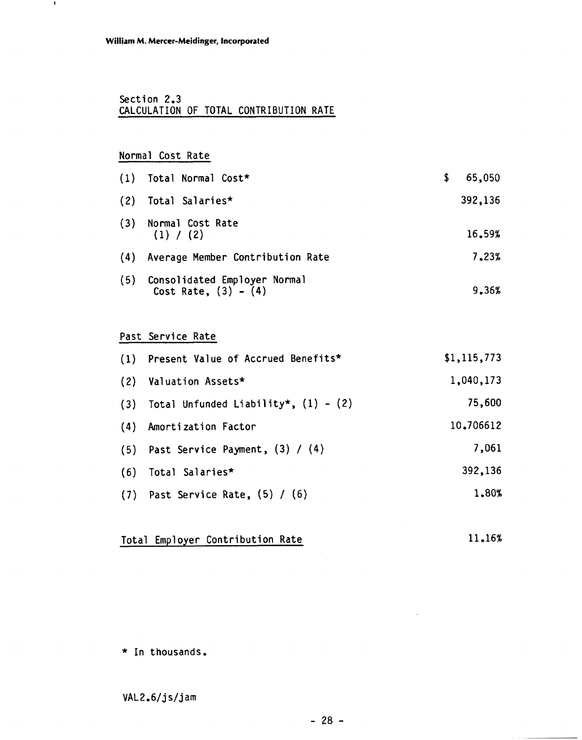William M. Mercer-Meidinger, Incorporated

## Section 2.3
## CALCULATION OF TOTAL CONTRIBUTION RATE

### Normal Cost Rate

| | | |
|---|---|---|
| (1) | Total Normal Cost* | $ 65,050 |
| (2) | Total Salaries* | 392,136 |
| (3) | Normal Cost Rate (1) / (2) | 16.59% |
| (4) | Average Member Contribution Rate | 7.23% |
| (5) | Consolidated Employer Normal Cost Rate, (3) - (4) | 9.36% |

### Past Service Rate

| | | |
|---|---|---|
| (1) | Present Value of Accrued Benefits* | $1,115,773 |
| (2) | Valuation Assets* | 1,040,173 |
| (3) | Total Unfunded Liability*, (1) - (2) | 75,600 |
| (4) | Amortization Factor | 10.706612 |
| (5) | Past Service Payment, (3) / (4) | 7,061 |
| (6) | Total Salaries* | 392,136 |
| (7) | Past Service Rate, (5) / (6) | 1.80% |

**Total Employer Contribution Rate** 11.16%

* In thousands.

VAL2.6/js/jam